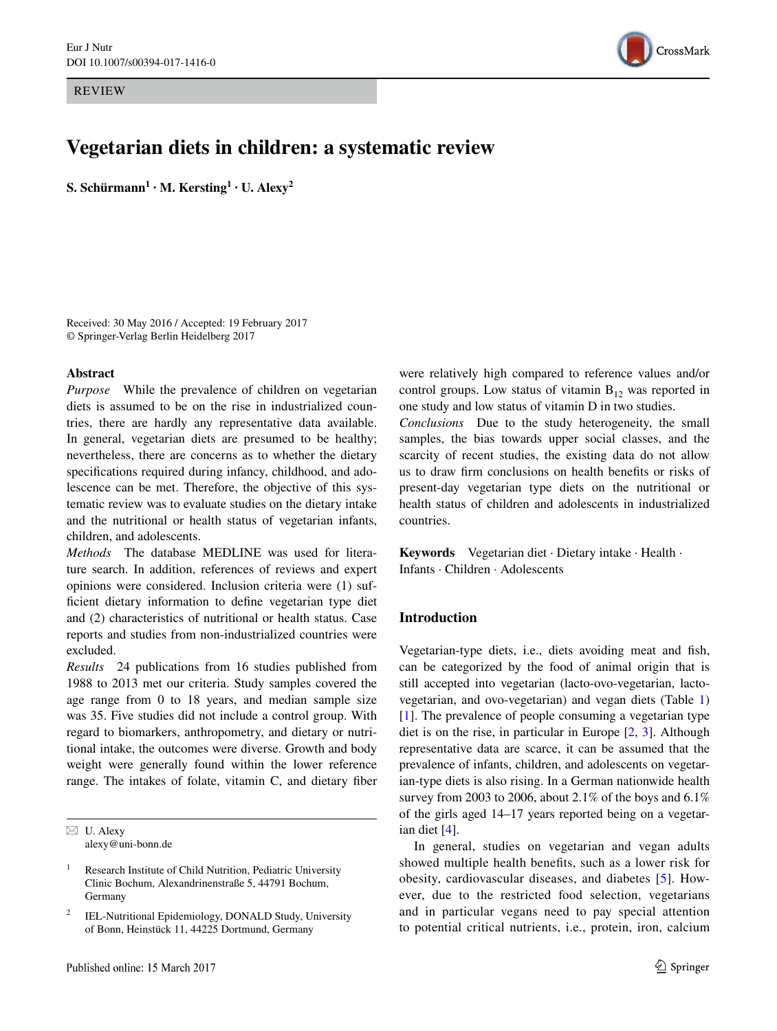REVIEW

# Vegetarian diets in children: a systematic review

**S. Schürmann[1] · M. Kersting[1] · U. Alexy[2]**

Received: 30 May 2016 / Accepted: 19 February 2017
© Springer-Verlag Berlin Heidelberg 2017

## Abstract

*Purpose* While the prevalence of children on vegetarian diets is assumed to be on the rise in industrialized countries, there are hardly any representative data available. In general, vegetarian diets are presumed to be healthy; nevertheless, there are concerns as to whether the dietary specifications required during infancy, childhood, and adolescence can be met. Therefore, the objective of this systematic review was to evaluate studies on the dietary intake and the nutritional or health status of vegetarian infants, children, and adolescents.

*Methods* The database MEDLINE was used for literature search. In addition, references of reviews and expert opinions were considered. Inclusion criteria were (1) sufficient dietary information to define vegetarian type diet and (2) characteristics of nutritional or health status. Case reports and studies from non-industrialized countries were excluded.

*Results* 24 publications from 16 studies published from 1988 to 2013 met our criteria. Study samples covered the age range from 0 to 18 years, and median sample size was 35. Five studies did not include a control group. With regard to biomarkers, anthropometry, and dietary or nutritional intake, the outcomes were diverse. Growth and body weight were generally found within the lower reference range. The intakes of folate, vitamin C, and dietary fiber were relatively high compared to reference values and/or control groups. Low status of vitamin $B_{12}$ was reported in one study and low status of vitamin D in two studies.

*Conclusions* Due to the study heterogeneity, the small samples, the bias towards upper social classes, and the scarcity of recent studies, the existing data do not allow us to draw firm conclusions on health benefits or risks of present-day vegetarian type diets on the nutritional or health status of children and adolescents in industrialized countries.

**Keywords** Vegetarian diet · Dietary intake · Health · Infants · Children · Adolescents

## Introduction

Vegetarian-type diets, i.e., diets avoiding meat and fish, can be categorized by the food of animal origin that is still accepted into vegetarian (lacto-ovo-vegetarian, lacto-vegetarian, and ovo-vegetarian) and vegan diets (Table 1) [1]. The prevalence of people consuming a vegetarian type diet is on the rise, in particular in Europe [2, 3]. Although representative data are scarce, it can be assumed that the prevalence of infants, children, and adolescents on vegetarian-type diets is also rising. In a German nationwide health survey from 2003 to 2006, about 2.1% of the boys and 6.1% of the girls aged 14–17 years reported being on a vegetarian diet [4].

In general, studies on vegetarian and vegan adults showed multiple health benefits, such as a lower risk for obesity, cardiovascular diseases, and diabetes [5]. However, due to the restricted food selection, vegetarians and in particular vegans need to pay special attention to potential critical nutrients, i.e., protein, iron, calcium

---

✉ U. Alexy
alexy@uni-bonn.de

[1] Research Institute of Child Nutrition, Pediatric University Clinic Bochum, Alexandrinenstraße 5, 44791 Bochum, Germany

[2] IEL-Nutritional Epidemiology, DONALD Study, University of Bonn, Heinstück 11, 44225 Dortmund, Germany

Published online: 15 March 2017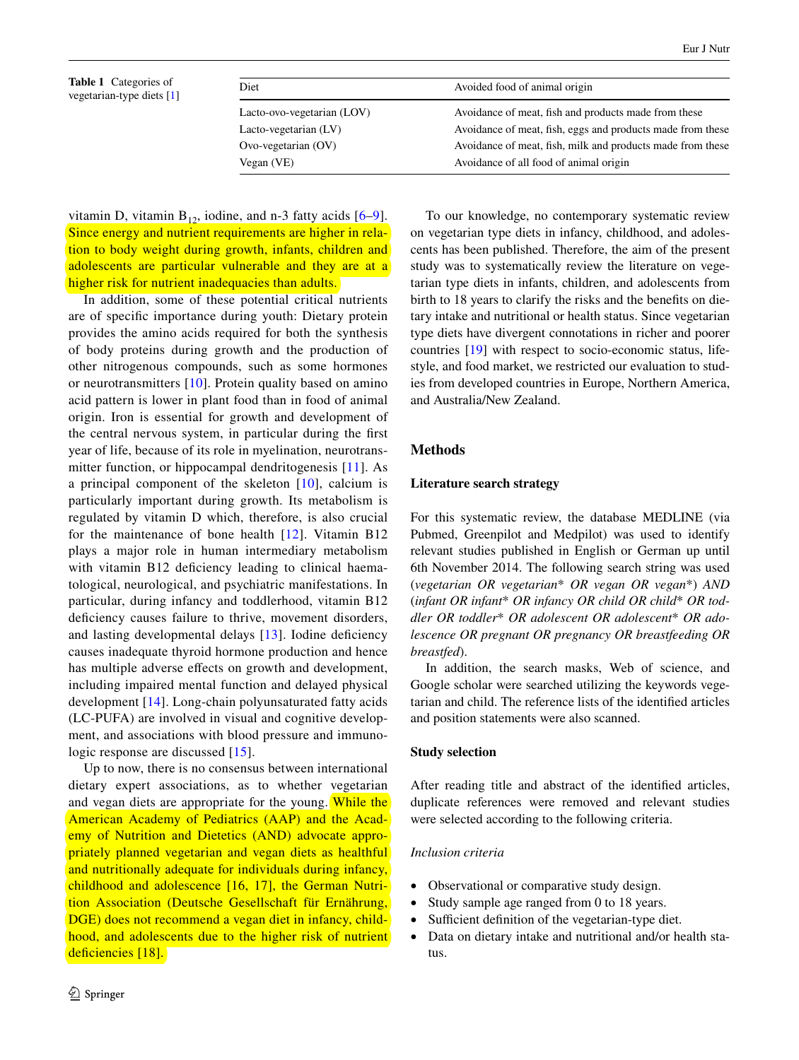**Table 1** Categories of vegetarian-type diets [1]

| Diet | Avoided food of animal origin |
|---|---|
| Lacto-ovo-vegetarian (LOV) | Avoidance of meat, fish and products made from these |
| Lacto-vegetarian (LV) | Avoidance of meat, fish, eggs and products made from these |
| Ovo-vegetarian (OV) | Avoidance of meat, fish, milk and products made from these |
| Vegan (VE) | Avoidance of all food of animal origin |

vitamin D, vitamin $B_{12}$, iodine, and n-3 fatty acids [6–9]. Since energy and nutrient requirements are higher in relation to body weight during growth, infants, children and adolescents are particular vulnerable and they are at a higher risk for nutrient inadequacies than adults.

In addition, some of these potential critical nutrients are of specific importance during youth: Dietary protein provides the amino acids required for both the synthesis of body proteins during growth and the production of other nitrogenous compounds, such as some hormones or neurotransmitters [10]. Protein quality based on amino acid pattern is lower in plant food than in food of animal origin. Iron is essential for growth and development of the central nervous system, in particular during the first year of life, because of its role in myelination, neurotransmitter function, or hippocampal dendritogenesis [11]. As a principal component of the skeleton [10], calcium is particularly important during growth. Its metabolism is regulated by vitamin D which, therefore, is also crucial for the maintenance of bone health [12]. Vitamin B12 plays a major role in human intermediary metabolism with vitamin B12 deficiency leading to clinical haematological, neurological, and psychiatric manifestations. In particular, during infancy and toddlerhood, vitamin B12 deficiency causes failure to thrive, movement disorders, and lasting developmental delays [13]. Iodine deficiency causes inadequate thyroid hormone production and hence has multiple adverse effects on growth and development, including impaired mental function and delayed physical development [14]. Long-chain polyunsaturated fatty acids (LC-PUFA) are involved in visual and cognitive development, and associations with blood pressure and immunologic response are discussed [15].

Up to now, there is no consensus between international dietary expert associations, as to whether vegetarian and vegan diets are appropriate for the young. While the American Academy of Pediatrics (AAP) and the Academy of Nutrition and Dietetics (AND) advocate appropriately planned vegetarian and vegan diets as healthful and nutritionally adequate for individuals during infancy, childhood and adolescence [16, 17], the German Nutrition Association (Deutsche Gesellschaft für Ernährung, DGE) does not recommend a vegan diet in infancy, childhood, and adolescents due to the higher risk of nutrient deficiencies [18].

To our knowledge, no contemporary systematic review on vegetarian type diets in infancy, childhood, and adolescents has been published. Therefore, the aim of the present study was to systematically review the literature on vegetarian type diets in infants, children, and adolescents from birth to 18 years to clarify the risks and the benefits on dietary intake and nutritional or health status. Since vegetarian type diets have divergent connotations in richer and poorer countries [19] with respect to socio-economic status, lifestyle, and food market, we restricted our evaluation to studies from developed countries in Europe, Northern America, and Australia/New Zealand.

## Methods

### Literature search strategy

For this systematic review, the database MEDLINE (via Pubmed, Greenpilot and Medpilot) was used to identify relevant studies published in English or German up until 6th November 2014. The following search string was used (*vegetarian OR vegetarian* OR vegan OR vegan*) AND (infant OR infant* OR infancy OR child OR child* OR toddler OR toddler* OR adolescent OR adolescent* OR adolescence OR pregnant OR pregnancy OR breastfeeding OR breastfed*).

In addition, the search masks, Web of science, and Google scholar were searched utilizing the keywords vegetarian and child. The reference lists of the identified articles and position statements were also scanned.

### Study selection

After reading title and abstract of the identified articles, duplicate references were removed and relevant studies were selected according to the following criteria.

*Inclusion criteria*

- Observational or comparative study design.
- Study sample age ranged from 0 to 18 years.
- Sufficient definition of the vegetarian-type diet.
- Data on dietary intake and nutritional and/or health status.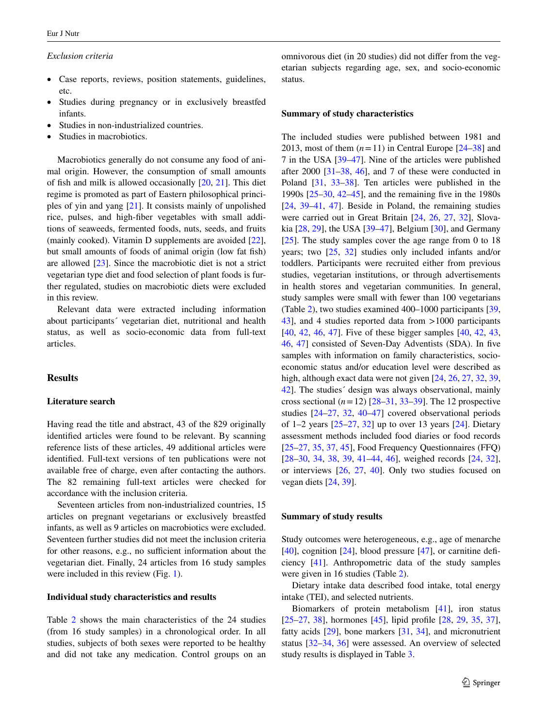*Exclusion criteria*

- Case reports, reviews, position statements, guidelines, etc.
- Studies during pregnancy or in exclusively breastfed infants.
- Studies in non-industrialized countries.
- Studies in macrobiotics.

Macrobiotics generally do not consume any food of animal origin. However, the consumption of small amounts of fish and milk is allowed occasionally [20, 21]. This diet regime is promoted as part of Eastern philosophical principles of yin and yang [21]. It consists mainly of unpolished rice, pulses, and high-fiber vegetables with small additions of seaweeds, fermented foods, nuts, seeds, and fruits (mainly cooked). Vitamin D supplements are avoided [22], but small amounts of foods of animal origin (low fat fish) are allowed [23]. Since the macrobiotic diet is not a strict vegetarian type diet and food selection of plant foods is further regulated, studies on macrobiotic diets were excluded in this review.

Relevant data were extracted including information about participants´ vegetarian diet, nutritional and health status, as well as socio-economic data from full-text articles.

## Results

### Literature search

Having read the title and abstract, 43 of the 829 originally identified articles were found to be relevant. By scanning reference lists of these articles, 49 additional articles were identified. Full-text versions of ten publications were not available free of charge, even after contacting the authors. The 82 remaining full-text articles were checked for accordance with the inclusion criteria.

Seventeen articles from non-industrialized countries, 15 articles on pregnant vegetarians or exclusively breastfed infants, as well as 9 articles on macrobiotics were excluded. Seventeen further studies did not meet the inclusion criteria for other reasons, e.g., no sufficient information about the vegetarian diet. Finally, 24 articles from 16 study samples were included in this review (Fig. 1).

### Individual study characteristics and results

Table 2 shows the main characteristics of the 24 studies (from 16 study samples) in a chronological order. In all studies, subjects of both sexes were reported to be healthy and did not take any medication. Control groups on an omnivorous diet (in 20 studies) did not differ from the vegetarian subjects regarding age, sex, and socio-economic status.

### Summary of study characteristics

The included studies were published between 1981 and 2013, most of them ($n=11$) in Central Europe [24–38] and 7 in the USA [39–47]. Nine of the articles were published after 2000 [31–38, 46], and 7 of these were conducted in Poland [31, 33–38]. Ten articles were published in the 1990s [25–30, 42–45], and the remaining five in the 1980s [24, 39–41, 47]. Beside in Poland, the remaining studies were carried out in Great Britain [24, 26, 27, 32], Slovakia [28, 29], the USA [39–47], Belgium [30], and Germany [25]. The study samples cover the age range from 0 to 18 years; two [25, 32] studies only included infants and/or toddlers. Participants were recruited either from previous studies, vegetarian institutions, or through advertisements in health stores and vegetarian communities. In general, study samples were small with fewer than 100 vegetarians (Table 2), two studies examined 400–1000 participants [39, 43], and 4 studies reported data from >1000 participants [40, 42, 46, 47]. Five of these bigger samples [40, 42, 43, 46, 47] consisted of Seven-Day Adventists (SDA). In five samples with information on family characteristics, socio-economic status and/or education level were described as high, although exact data were not given [24, 26, 27, 32, 39, 42]. The studies´ design was always observational, mainly cross sectional ($n=12$) [28–31, 33–39]. The 12 prospective studies [24–27, 32, 40–47] covered observational periods of 1–2 years [25–27, 32] up to over 13 years [24]. Dietary assessment methods included food diaries or food records [25–27, 35, 37, 45], Food Frequency Questionnaires (FFQ) [28–30, 34, 38, 39, 41–44, 46], weighed records [24, 32], or interviews [26, 27, 40]. Only two studies focused on vegan diets [24, 39].

### Summary of study results

Study outcomes were heterogeneous, e.g., age of menarche [40], cognition [24], blood pressure [47], or carnitine deficiency [41]. Anthropometric data of the study samples were given in 16 studies (Table 2).

Dietary intake data described food intake, total energy intake (TEI), and selected nutrients.

Biomarkers of protein metabolism [41], iron status [25–27, 38], hormones [45], lipid profile [28, 29, 35, 37], fatty acids [29], bone markers [31, 34], and micronutrient status [32–34, 36] were assessed. An overview of selected study results is displayed in Table 3.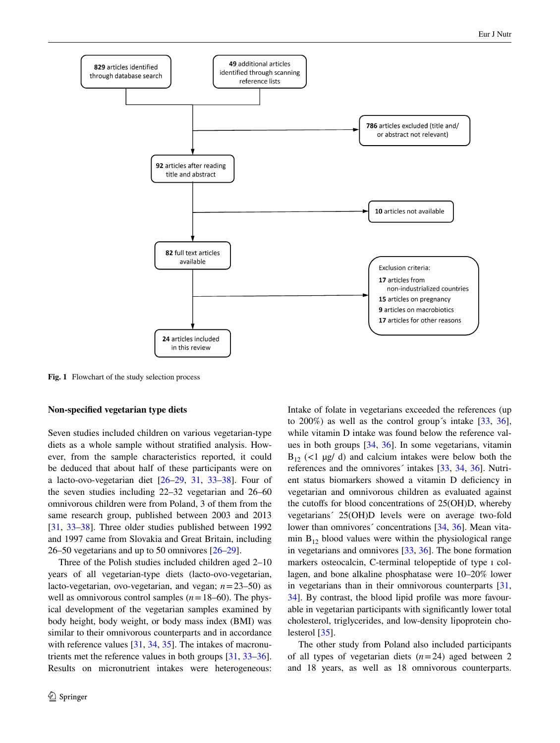829 articles identified through database search

49 additional articles identified through scanning reference lists

786 articles excluded (title and/ or abstract not relevant)

92 articles after reading title and abstract

10 articles not available

82 full text articles available

Exclusion criteria:
17 articles from non-industrialized countries
15 articles on pregnancy
9 articles on macrobiotics
17 articles for other reasons

24 articles included in this review

**Fig. 1** Flowchart of the study selection process

### Non-specified vegetarian type diets

Seven studies included children on various vegetarian-type diets as a whole sample without stratified analysis. However, from the sample characteristics reported, it could be deduced that about half of these participants were on a lacto-ovo-vegetarian diet [26–29, 31, 33–38]. Four of the seven studies including 22–32 vegetarian and 26–60 omnivorous children were from Poland, 3 of them from the same research group, published between 2003 and 2013 [31, 33–38]. Three older studies published between 1992 and 1997 came from Slovakia and Great Britain, including 26–50 vegetarians and up to 50 omnivores [26–29].

Three of the Polish studies included children aged 2–10 years of all vegetarian-type diets (lacto-ovo-vegetarian, lacto-vegetarian, ovo-vegetarian, and vegan; $n=23$–50) as well as omnivorous control samples ($n=18$–60). The physical development of the vegetarian samples examined by body height, body weight, or body mass index (BMI) was similar to their omnivorous counterparts and in accordance with reference values [31, 34, 35]. The intakes of macronutrients met the reference values in both groups [31, 33–36]. Results on micronutrient intakes were heterogeneous: Intake of folate in vegetarians exceeded the references (up to 200%) as well as the control group´s intake [33, 36], while vitamin D intake was found below the reference values in both groups [34, 36]. In some vegetarians, vitamin $B_{12}$ (<1 µg/ d) and calcium intakes were below both the references and the omnivores´ intakes [33, 34, 36]. Nutrient status biomarkers showed a vitamin D deficiency in vegetarian and omnivorous children as evaluated against the cutoffs for blood concentrations of 25(OH)D, whereby vegetarians´ 25(OH)D levels were on average two-fold lower than omnivores´ concentrations [34, 36]. Mean vitamin $B_{12}$ blood values were within the physiological range in vegetarians and omnivores [33, 36]. The bone formation markers osteocalcin, C-terminal telopeptide of type I collagen, and bone alkaline phosphatase were 10–20% lower in vegetarians than in their omnivorous counterparts [31, 34]. By contrast, the blood lipid profile was more favourable in vegetarian participants with significantly lower total cholesterol, triglycerides, and low-density lipoprotein cholesterol [35].

The other study from Poland also included participants of all types of vegetarian diets ($n=24$) aged between 2 and 18 years, as well as 18 omnivorous counterparts.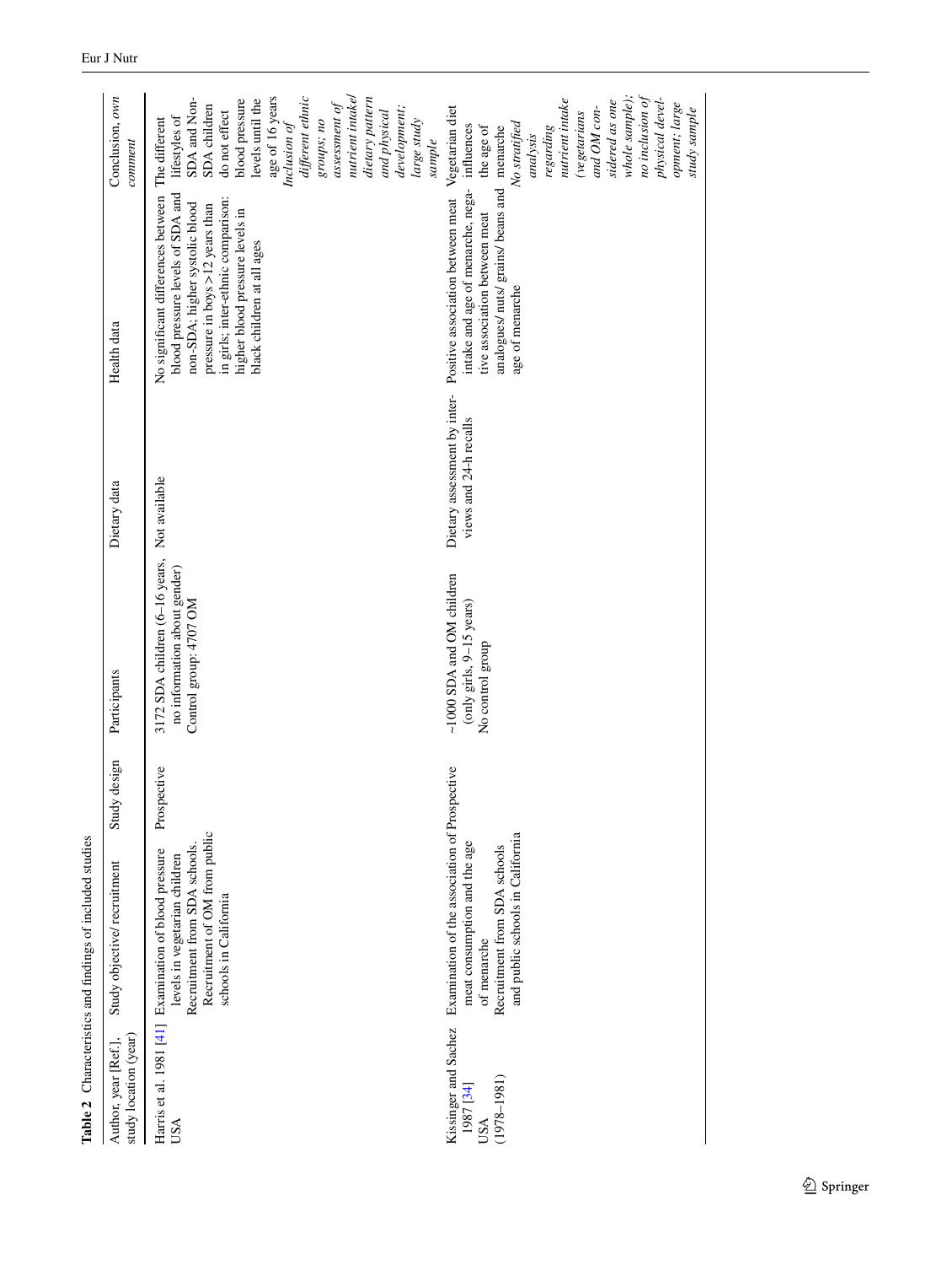**Table 2** Characteristics and findings of included studies

| Author, year [Ref.], study location (year) | Study objective/ recruitment | Study design | Participants | Dietary data | Health data | Conclusion, *own comment* |
|---|---|---|---|---|---|---|
| Harris et al. 1981 [41] USA | Examination of blood pressure levels in vegetarian children Recruitment from SDA schools. Recruitment of OM from public schools in California | Prospective | 3172 SDA children (6–16 years, no information about gender) Control group: 4707 OM | Not available | No significant differences between blood pressure levels of SDA and non-SDA; higher systolic blood pressure in boys > 12 years than in girls; inter-ethnic comparison: higher blood pressure levels in black children at all ages | The different lifestyles of SDA and Non-SDA children do not effect blood pressure levels until the age of 16 years *Inclusion of different ethnic groups; no assessment of nutrient intake/ dietary pattern and physical development; large study sample* |
| Kissinger and Sachez 1987 [34] USA (1978–1981) | Examination of the association of meat consumption and the age of menarche Recruitment from SDA schools and public schools in California | Prospective | ~1000 SDA and OM children (only girls, 9–15 years) No control group | Dietary assessment by interviews and 24-h recalls | Positive association between meat intake and age of menarche, negative association between meat analogues/ nuts/ grains/ beans and age of menarche | Vegetarian diet influences the age of menarche *No stratified analysis regarding nutrient intake (vegetarians and OM considered as one whole sample); no inclusion of physical development; large study sample* |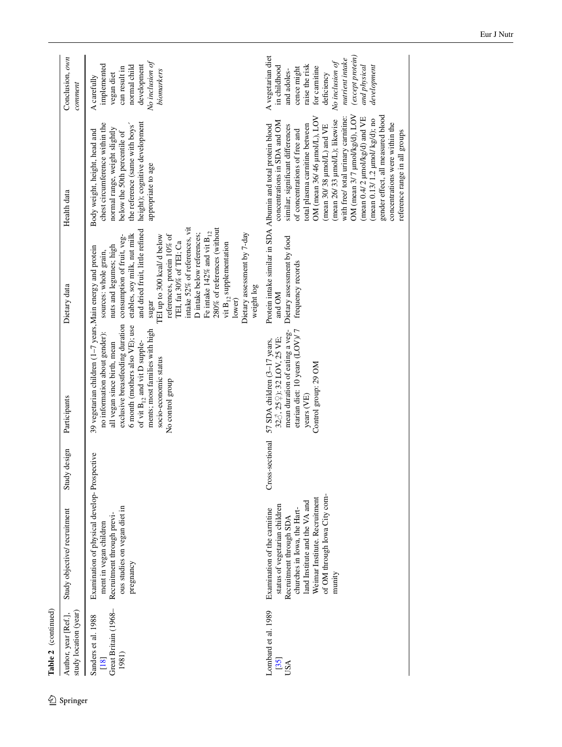Table 2 (continued)

| Author, year [Ref.], study location (year) | Study objective/ recruitment | Study design | Participants | Dietary data | Health data | Conclusion, *own comment* |
|---|---|---|---|---|---|---|
| Sanders et al. 1988 [18] Great Britain (1968–1981) | Examination of physical development in vegan children Recruitment through previous studies on vegan diet in pregnancy | Prospective | 39 vegetarian children (1–7 years, no information about gender): all vegan since birth, mean exclusive breastfeeding duration 6 month (mothers also VE); use of vit $B_{12}$ and vit D supplements; most families with high socio-economic status No control group | Main energy and protein sources: whole grain, nuts and legumes; high consumption of fruit, vegetables, soy milk, nut milk and dried fruit, little refined sugar TEI up to 300 kcal/ d below references, protein 10% of TEI, fat 30% of TEI; Ca intake 52% of references, vit D intake below references; Fe intake 142% and vit $B_{12}$ 280% of references (without vit $B_{12}$ supplementation lower) Dietary assessment by 7-day weight log | Body weight, height, head and chest circumference within the normal range, weight slightly below the 50th percentile of the reference (same with boys´ height); cognitive development appropriate to age | A carefully implemented vegan diet can result in normal child development *No inclusion of biomarkers* |
| Lombard et al. 1989 [35] USA | Examination of the carnitine status of vegetarian children Recruitment through SDA churches in Iowa, the Hartland Institute and the VA and Weimar Institute. Recruitment of OM through Iowa City community | Cross-sectional | 57 SDA children (3–17 years, 32♂, 25♀): 32 LOV, 25 VE; mean duration of eating a vegetarian diet: 10 years (LOV)/ 7 years (VE) Control group: 29 OM | Protein intake similar in SDA and OM Dietary assessment by food frequency records | Albumin and total protein blood concentrations in SDA and OM similar, significant differences of concentrations of free and total plasma carnitine between OM (mean 36/ 46 µmol/L), LOV (mean 30/ 38 µmol/L) and VE (mean 26/ 33 µmol/L); likewise with free/ total urinary carnitine: OM (mean 3/ 7 µmol/kg/d), LOV (mean 0.4/ 2 µmol/kg/d) and VE (mean 0.13/ 1.2 µmol/ kg/d); no gender effect, all measured blood concentrations were within the reference range in all groups | A vegetarian diet in childhood and adolescence might raise the risk for carnitine deficiency *No inclusion of nutrient intake (except protein) and physical development* |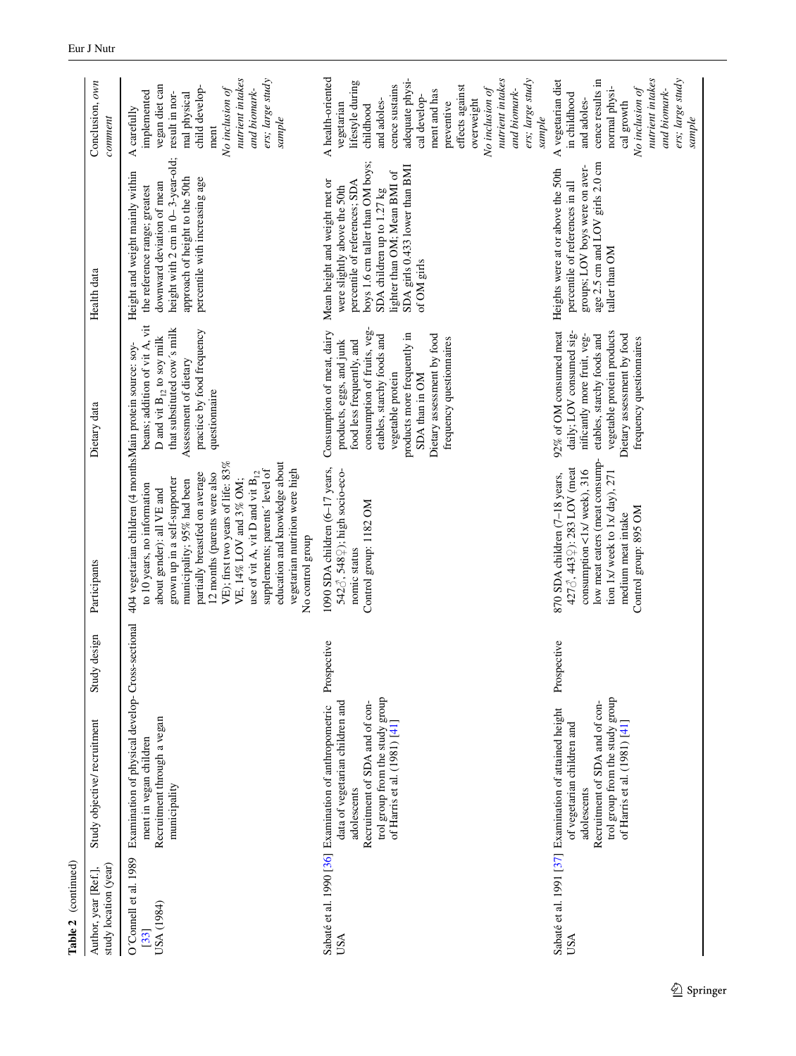**Table 2** (continued)

| Author, year [Ref.], study location (year) | Study objective/ recruitment | Study design | Participants | Dietary data | Health data | Conclusion, *own comment* |
|---|---|---|---|---|---|---|
| O'Connell et al. 1989 [33] USA (1984) | Examination of physical development in vegan children<br>Recruitment through a vegan municipality | Cross-sectional | 404 vegetarian children (4 months to 10 years, no information about gender): all VE and grown up in a self-supporter municipality; 95% had been partially breastfed on average 12 months (parents were also VE); first two years of life: 83% VE, 14% LOV and 3% OM; use of vit A, vit D and vit $B_{12}$ supplements; parents´ level of education and knowledge about vegetarian nutrition were high<br>No control group | Main protein source: soy-beans; addition of vit A, vit D and vit $B_{12}$ to soy milk that substituted cow´s milk<br>Assessment of dietary practice by food frequency questionnaire | Height and weight mainly within the reference range; greatest downward deviation of mean height with 2 cm in 0– 3-year-old; approach of height to the 50th percentile with increasing age | A carefully implemented vegan diet can result in normal physical child development<br>*No inclusion of nutrient intakes and biomarkers; large study sample* |
| Sabaté et al. 1990 [36] USA | Examination of anthropometric data of vegetarian children and adolescents<br>Recruitment of SDA and of control group from the study group of Harris et al. (1981) [41] | Prospective | 1090 SDA children (6–17 years, 542♂, 548♀); high socio-economic status<br>Control group: 1182 OM | Consumption of meat, dairy products, eggs, and junk food less frequently, and consumption of fruits, vegetables, starchy foods and vegetable protein products more frequently in SDA than in OM<br>Dietary assessment by food frequency questionnaires | Mean height and weight met or were slightly above the 50th percentile of references; SDA boys 1.6 cm taller than OM boys; SDA children up to 1.27 kg lighter than OM; Mean BMI of SDA girls 0.433 lower than BMI of OM girls | A health-oriented vegetarian lifestyle during childhood and adolescence sustains adequate physical development and has preventive effects against overweight<br>*No inclusion of nutrient intakes and biomarkers; large study sample* |
| Sabaté et al. 1991 [37] USA | Examination of attained height of vegetarian children and adolescents<br>Recruitment of SDA and of control group from the study group of Harris et al. (1981) [41] | Prospective | 870 SDA children (7–18 years, 427♂, 443♀): 283 LOV (meat consumption <1x/ week), 316 low meat eaters (meat consumption 1x/ week to 1x/ day), 271 medium meat intake<br>Control group: 895 OM | 92% of OM consumed meat daily; LOV consumed significantly more fruit, vegetables, starchy foods and vegetable protein products<br>Dietary assessment by food frequency questionnaires | Heights were at or above the 50th percentile of references in all groups; LOV boys were on average 2.5 cm and LOV girls 2.0 cm taller than OM | A vegetarian diet in childhood and adolescence results in normal physical growth<br>*No inclusion of nutrient intakes and biomarkers; large study sample* |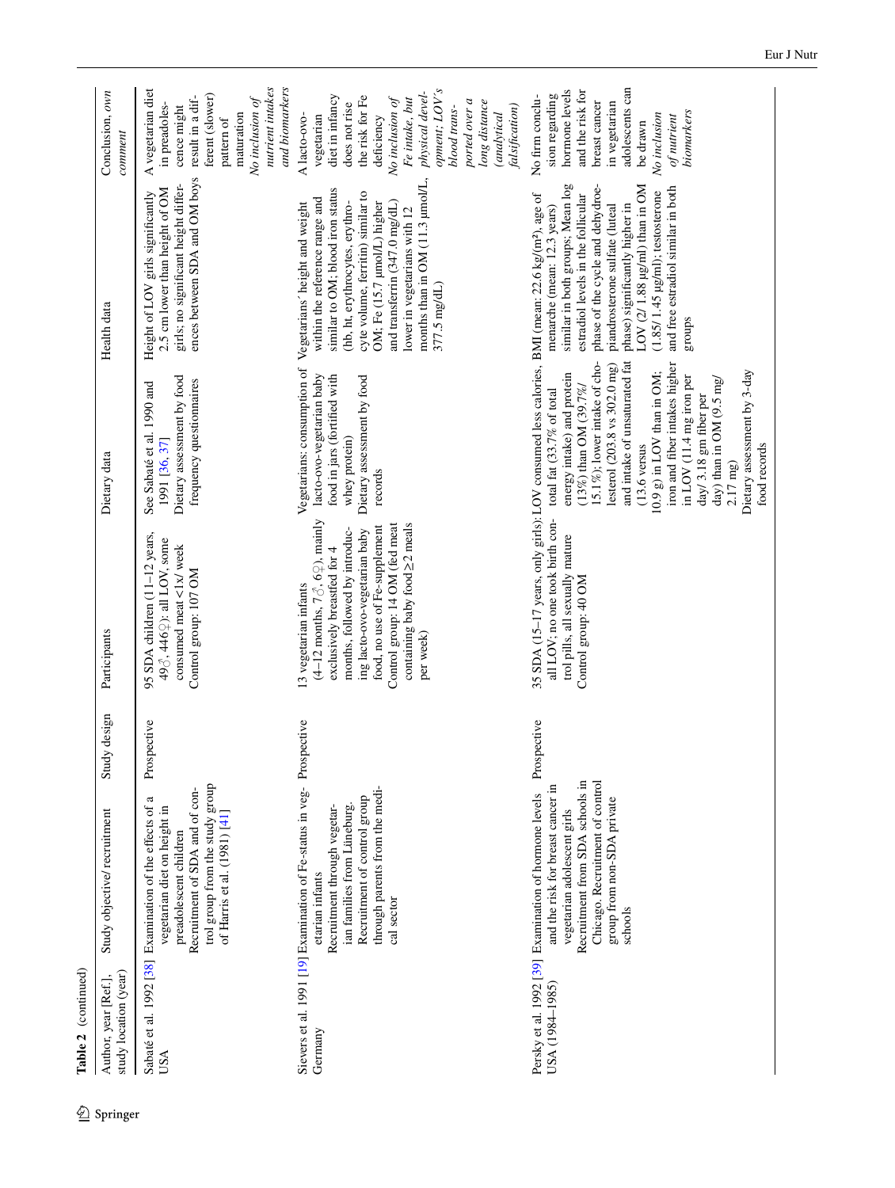**Table 2** (continued)

| Author, year [Ref.], study location (year) | Study objective/ recruitment | Study design | Participants | Dietary data | Health data | Conclusion, *own comment* |
|---|---|---|---|---|---|---|
| Sabaté et al. 1992 [38] USA | Examination of the effects of a vegetarian diet on height in preadolescent children<br>Recruitment of SDA and of control group from the study group of Harris et al. (1981) [41] | Prospective | 95 SDA children (11–12 years, 49♂, 446♀): all LOV, some consumed meat <1x/ week<br>Control group: 107 OM | See Sabaté et al. 1990 and 1991 [36, 37]<br>Dietary assessment by food frequency questionnaires | Height of LOV girls significantly 2.5 cm lower than height of OM girls; no significant height differences between SDA and OM boys | A vegetarian diet in preadolescence might result in a different (slower) pattern of maturation<br>*No inclusion of nutrient intakes and biomarkers* |
| Sievers et al. 1991 [19] Germany | Examination of Fe-status in vegetarian infants<br>Recruitment through vegetarian families from Lüneburg. Recruitment of control group through parents from the medical sector | Prospective | 13 vegetarian infants (4–12 months, 7♂, 6♀), mainly exclusively breastfed for 4 months, followed by introducing lacto-ovo-vegetarian baby food, no use of Fe-supplement<br>Control group: 14 OM (fed meat containing baby food ≥2 meals per week) | Vegetarians: consumption of lacto-ovo-vegetarian baby food in jars (fortified with whey protein)<br>Dietary assessment by food records | Vegetarians' height and weight within the reference range and similar to OM; blood iron status (hb, ht, erythrocytes, erythrocyte volume, ferritin) similar to OM; Fe (15.7 µmol/L) higher and transferrin (347.0 mg/dL) lower in vegetarians with 12 months than in OM (11.3 µmol/L, 377.5 mg/dL) | A lacto-ovo-vegetarian diet in infancy does not rise the risk for Fe deficiency<br>*No inclusion of Fe intake, but physical development; LOV's blood transported over a long distance (analytical falsification)* |
| Persky et al. 1992 [39] USA (1984–1985) | Examination of hormone levels and the risk for breast cancer in vegetarian adolescent girls<br>Recruitment from SDA schools in Chicago. Recruitment of control group from non-SDA private schools | Prospective | 35 SDA (15–17 years, only girls), all LOV; no one took birth control pills, all sexually mature<br>Control group: 40 OM | LOV consumed less calories, total fat (33.7% of total energy intake) and protein (13%) than OM (39.7%/15.1%); lower intake of cholesterol (203.8 vs 302.0 mg) and intake of unsaturated fat (13.6 versus 10.9 g) in LOV than in OM; iron and fiber intakes higher in LOV (11.4 mg iron per day/ 3.18 gm fiber per day) than in OM (9.5 mg/ 2.17 mg)<br>Dietary assessment by 3-day food records | BMI (mean: 22.6 kg/(m²), age of menarche (mean: 12.3 years) similar in both groups; Mean log estradiol levels in the follicular phase of the cycle and dehydroepiandrosterone sulfate (luteal phase) significantly higher in LOV (2/ 1.88 µg/ml) than in OM (1.85/1.45 µg/ml); testosterone and free estradiol similar in both groups | No firm conclusion regarding hormone levels and the risk for breast cancer in vegetarian adolescents can be drawn<br>*No inclusion of nutrient biomarkers* |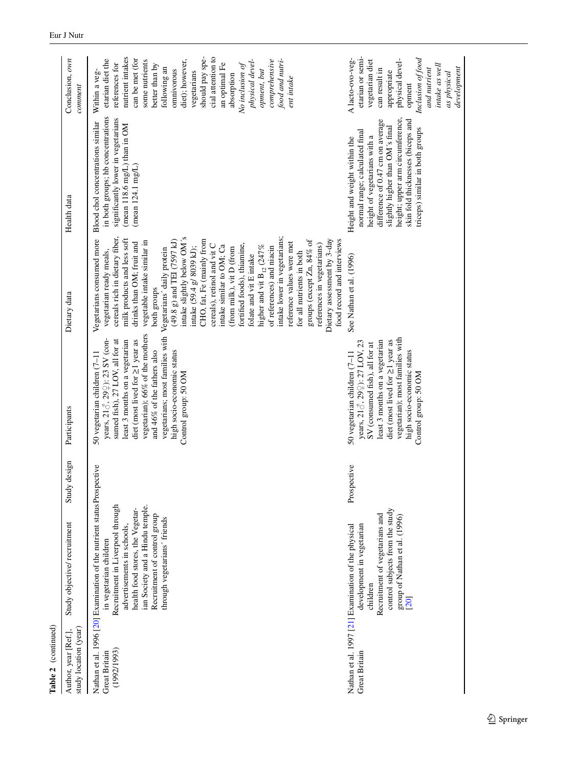**Table 2** (continued)

| Author, year [Ref.], study location (year) | Study objective/ recruitment | Study design | Participants | Dietary data | Health data | Conclusion, *own comment* |
|---|---|---|---|---|---|---|
| Nathan et al. 1996 [20] Great Britain (1992/1993) | Examination of the nutrient status in vegetarian children<br>Recruitment in Liverpool through advertisements in schools, health food stores, the Vegetarian Society and a Hindu temple. Recruitment of control group through vegetarians´ friends | Prospective | 50 vegetarian children (7–11 years, 21♂, 29♀): 23 SV (consumed fish), 27 LOV, all for at least 3 months on a vegetarian diet (most lived for ≥1 year as vegetarian); 66% of the mothers and 46% of the fathers also vegetarians; most families with high socio-economic status<br>Control group: 50 OM | Vegetarians consumed more vegetarian ready meals, cereals rich in dietary fiber, milk products and less soft drinks than OM; fruit and vegetable intake similar in both groups<br>Vegetarians´ daily protein (49.8 g) and TEI (7597 kJ) intake slightly below OM´s intake (59.4 g/ 8039 kJ); CHO, fat, Fe (mainly from cereals), retinol and vit C intake similar to OM; Ca (from milk), vit D (from fortified foods), thiamine, folate and vit E intake higher and vit $B_{12}$ (247% of references) and niacin intake lower in vegetarians; reference values were met for all nutrients in both groups (except Zn, 84% of references in vegetarians)<br>Dietary assessment by 3-day food record and interviews | Blood chol concentrations similar in both groups; hb concentrations significantly lower in vegetarians (mean 118.6 mg/L) than in OM (mean 124.1 mg/L) | Within a vegetarian diet the references for nutrient intakes can be met (for some nutrients better than by following an omnivorous diet); however, vegetarians should pay special attention to an optimal Fe absorption<br>*No inclusion of physical development, but comprehensive food and nutrient intake* |
| Nathan et al. 1997 [21] Great Britain | Examination of the physical development in vegetarian children<br>Recruitment of vegetarians and control subjects from the study group of Nathan et al. (1996) [20] | Prospective | 50 vegetarian children (7–11 years, 21♂, 29♀): 27 LOV, 23 SV (consumed fish), all for at least 3 months on a vegetarian diet (most lived for ≥1 year as vegetarian); most families with high socio-economic status<br>Control group: 50 OM | See Nathan et al. (1996) | Height and weight within the normal range; calculated final height of vegetarians with a difference of 0.47 cm on average slightly higher than OM´s final height; upper arm circumference, skin fold thicknesses (biceps and triceps) similar in both groups | A lacto-ovo-vegetarian or semi-vegetarian diet can result in appropriate physical development<br>*Inclusion of food and nutrient intake as well as physical development* |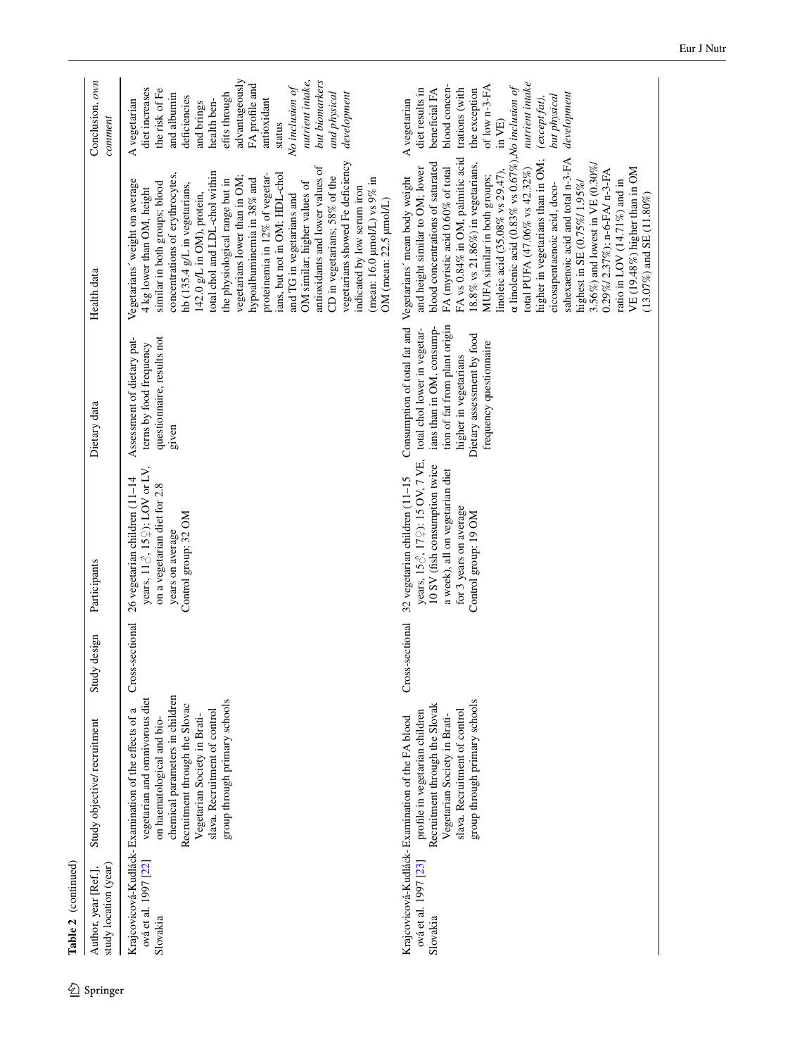**Table 2** (continued)

| Author, year [Ref.], study location (year) | Study objective/ recruitment | Study design | Participants | Dietary data | Health data | Conclusion, *own comment* |
|---|---|---|---|---|---|---|
| Krajcovicová-Kudlácková et al. 1997 [22] Slovakia | Examination of the effects of a vegetarian and omnivorous diet on haematological and biochemical parameters in children. Recruitment through the Slovac Vegetarian Society in Bratislava. Recruitment of control group through primary schools | Cross-sectional | 26 vegetarian children (11–14 years, 11♂, 15♀); LOV or LV, on a vegetarian diet for 2.8 years on average. Control group: 32 OM | Assessment of dietary patterns by food frequency questionnaire, results not given | Vegetarians' weight on average 4 kg lower than OM, height similar in both groups; blood concentrations of erythrocytes, hb (135.4 g/L in vegetarians, 142.0 g/L in OM), protein, total chol and LDL-chol within the physiological range but in vegetarians lower than in OM; hypoalbuminemia in 38% and proteinemia in 12% of vegetarians, but not in OM; HDL-chol and TG in vegetarians and OM similar; higher values of antioxidants and lower values of CD in vegetarians; 58% of the vegetarians showed Fe deficiency indicated by low serum iron (mean: 16.0 µmol/L) vs 9% in OM (mean: 22.5 µmol/L) | A vegetarian diet increases the risk of Fe and albumin deficiencies and brings health benefits through advantageously FA profile and antioxidant status. *No inclusion of nutrient intake, but biomarkers and physical development* |
| Krajcovicová-Kudlácková et al. 1997 [23] Slovakia | Examination of the FA blood profile in vegetarian children. Recruitment through the Slovak Vegetarian Society in Bratislava. Recruitment of control group through primary schools | Cross-sectional | 32 vegetarian children (11–15 years, 15♂, 17♀): 15 OV, 7 VE, 10 SV (fish consumption twice a week), all on vegetarian diet for 3 years on average. Control group: 19 OM | Consumption of total fat and total chol lower in vegetarians than in OM, consumption of fat from plant origin higher in vegetarians. Dietary assessment by food frequency questionnaire | Vegetarians' mean body weight and height similar to OM; lower blood concentrations of saturated FA (myristic acid 0.60% of total FA vs 0.84% in OM, palmitic acid 18.8% vs 21.86%) in vegetarians, MUFA similar in both groups; linoleic acid (35.08% vs 29.47), α linolenic acid (0.83% vs 0.67%), total PUFA (47.06% vs 42.32%) higher in vegetarians than in OM; eicosapentaenoic acid, docosahexaenoic acid and total n-3-FA highest in SE (0.75%/ 1.95%/ 3.56%) and lowest in VE (0.30%/ 0.29%/ 2.37%); n-6-FA/ n-3-FA ratio in LOV (14.71%) and in VE (19.48%) higher than in OM (13.07%) and SE (11.80%) | A vegetarian diet results in beneficial FA blood concentrations (with the exception of low n-3-FA in VE). *No inclusion of nutrient intake (except fat), but physical development* |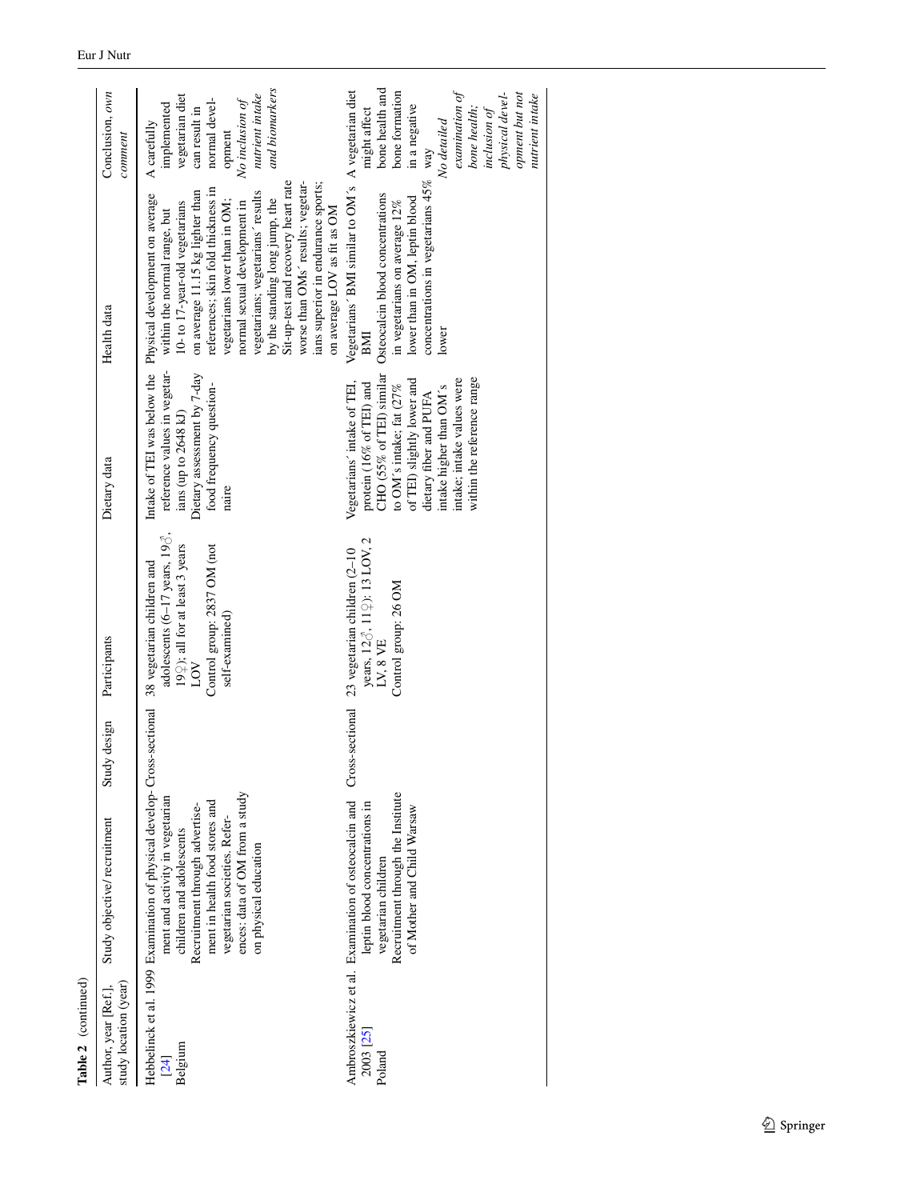**Table 2** (continued)

| Author, year [Ref.], study location (year) | Study objective/ recruitment | Study design | Participants | Dietary data | Health data | Conclusion, *own comment* |
|---|---|---|---|---|---|---|
| Hebbelinck et al. 1999 [24] Belgium | Examination of physical development and activity in vegetarian children and adolescents<br>Recruitment through advertisement in health food stores and vegetarian societies. References: data of OM from a study on physical education | Cross-sectional | 38 vegetarian children and adolescents (6–17 years, 19♂, 19♀); all for at least 3 years LOV<br>Control group: 2837 OM (not self-examined) | Intake of TEI was below the reference values in vegetarians (up to 2648 kJ)<br>Dietary assessment by 7-day food frequency questionnaire | Physical development on average within the normal range, but 10- to 17-year-old vegetarians on average 11.15 kg lighter than references; skin fold thickness in vegetarians lower than in OM; normal sexual development in vegetarians; vegetarians´ results by the standing long jump, the Sit-up-test and recovery heart rate worse than OMs´ results; vegetarians superior in endurance sports; on average LOV as fit as OM | A carefully implemented vegetarian diet can result in normal development<br>*No inclusion of nutrient intake and biomarkers* |
| Ambroszkiewicz et al. 2003 [25] Poland | Examination of osteocalcin and leptin blood concentrations in vegetarian children<br>Recruitment through the Institute of Mother and Child Warsaw | Cross-sectional | 23 vegetarian children (2–10 years, 12♂, 11♀): 13 LOV, 2 LV, 8 VE<br>Control group: 26 OM | Vegetarians´ intake of TEI, protein (16% of TEI) and CHO (55% of TEI) similar to OM´s intake; fat (27% of TEI) slightly lower and dietary fiber and PUFA intake higher than OM´s intake; intake values were within the reference range | Vegetarians´ BMI similar to OM´s BMI<br>Osteocalcin blood concentrations in vegetarians on average 12% lower than in OM, leptin blood concentrations in vegetarians 45% lower | A vegetarian diet might affect bone health and bone formation in a negative way<br>*No detailed examination of bone health; inclusion of physical development but not nutrient intake* |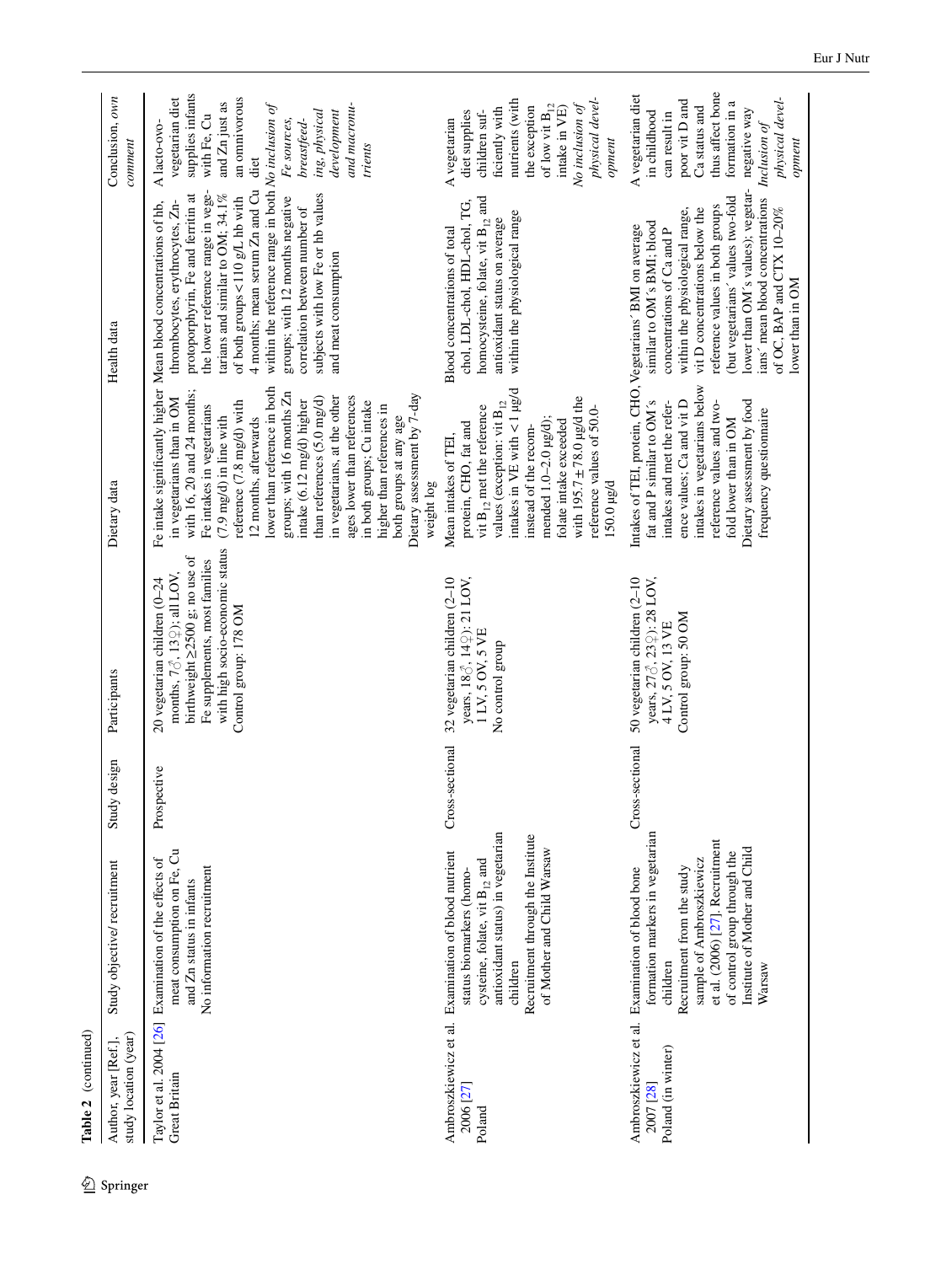**Table 2** (continued)

| Author, year [Ref.], study location (year) | Study objective/ recruitment | Study design | Participants | Dietary data | Health data | Conclusion, *own comment* |
|---|---|---|---|---|---|---|
| Taylor et al. 2004 [26] Great Britain | Examination of the effects of meat consumption on Fe, Cu and Zn status in infants<br>No information recruitment | Prospective | 20 vegetarian children (0–24 months, 7♂, 13♀); all LOV, birthweight ≥2500 g; no use of Fe supplements, most families with high socio-economic status<br>Control group: 178 OM | Fe intake significantly higher in vegetarians than in OM with 16, 20 and 24 months; Fe intakes in vegetarians (7.9 mg/d) in line with reference (7.8 mg/d) with 12 months, afterwards lower than reference in both groups; with 16 months Zn intake (6.12 mg/d) higher than references (5.0 mg/d) in vegetarians, at the other ages lower than references in both groups; Cu intake higher than references in both groups at any age<br>Dietary assessment by 7-day weight log | Mean blood concentrations of hb, thrombocytes, erythrocytes, Zn-protoporphyrin, Fe and ferritin at the lower reference range in vegetarians and similar to OM; 34.1% of both groups < 110 g/L hb with 4 months; mean serum Zn and Cu within the reference range in both groups; with 12 months negative correlation between number of subjects with low Fe or hb values and meat consumption | A lacto-ovo-vegetarian diet supplies infants with Fe, Cu and Zn just as an omnivorous diet<br>*No inclusion of Fe sources, breastfeeding, physical development and macronutrients* |
| Ambroszkiewicz et al. 2006 [27] Poland | Examination of blood nutrient status biomarkers (homocysteine, folate, vit $B_{12}$ and antioxidant status) in vegetarian children<br>Recruitment through the Institute of Mother and Child Warsaw | Cross-sectional | 32 vegetarian children (2–10 years, 18♂, 14♀): 21 LOV, 1 LV, 5 OV, 5 VE<br>No control group | Mean intakes of TEI, protein, CHO, fat and vit $B_{12}$ met the reference values (exception: vit $B_{12}$ intakes in VE with < 1 µg/d instead of the recommended 1.0–2.0 µg/d); folate intake exceeded with 195.7 ± 78.0 µg/d the reference values of 50.0–150.0 µg/d | Blood concentrations of total chol, LDL-chol, HDL-chol, TG, homocysteine, folate, vit $B_{12}$ and antioxidant status on average within the physiological range | A vegetarian diet supplies children sufficiently with nutrients (with the exception of low vit $B_{12}$ intake in VE)<br>*No inclusion of physical development* |
| Ambroszkiewicz et al. 2007 [28] Poland (in winter) | Examination of blood bone formation markers in vegetarian children<br>Recruitment from the study sample of Ambroszkiewicz et al. (2006) [27]. Recruitment of control group through the Institute of Mother and Child Warsaw | Cross-sectional | 50 vegetarian children (2–10 years, 27♂, 23♀): 28 LOV, 4 LV, 5 OV, 13 VE<br>Control group: 50 OM | Intakes of TEI, protein, CHO, fat and P similar to OM's intakes and met the reference values; Ca and vit D intakes in vegetarians below reference values and two-fold lower than in OM<br>Dietary assessment by food frequency questionnaire | Vegetarians' BMI on average similar to OM's BMI; blood concentrations of Ca and P within the physiological range, vit D concentrations below the reference values in both groups (but vegetarians' values two-fold lower than OM's values); vegetarians' mean blood concentrations of OC, BAP and CTX 10–20% lower than in OM | A vegetarian diet in childhood can result in poor vit D and Ca status and thus affect bone formation in a negative way<br>*Inclusion of physical development* |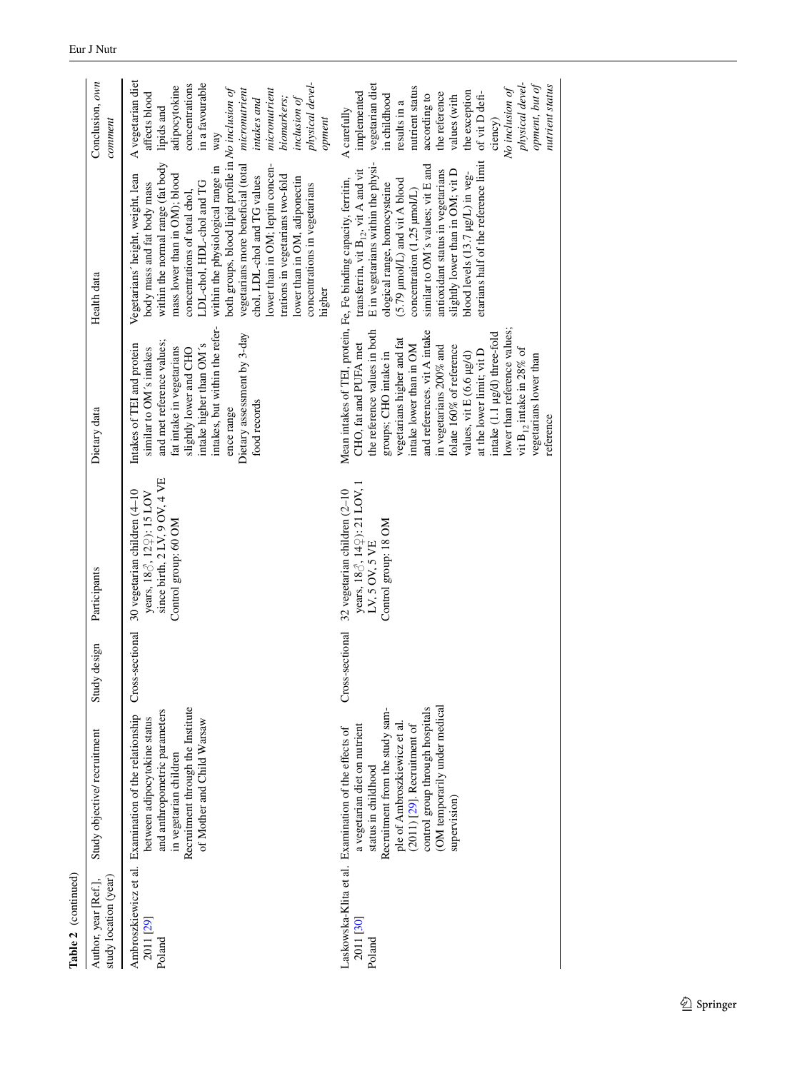Table 2 (continued)

| Author, year [Ref.], study location (year) | Study objective/ recruitment | Study design | Participants | Dietary data | Health data | Conclusion, *own comment* |
|---|---|---|---|---|---|---|
| Ambroszkiewicz et al. 2011 [29] Poland | Examination of the relationship between adipocytokine status and anthropometric parameters in vegetarian children<br>Recruitment through the Institute of Mother and Child Warsaw | Cross-sectional | 30 vegetarian children (4–10 years, 18♂, 12♀): 15 LOV since birth, 2 LV, 9 OV, 4 VE<br>Control group: 60 OM | Intakes of TEI and protein similar to OM´s intakes and met reference values; fat intake in vegetarians slightly lower and CHO intake higher than OM´s intakes, but within the reference range<br>Dietary assessment by 3-day food records | Vegetarians' height, weight, lean body mass and fat body mass within the normal range (fat body mass lower than in OM); blood concentrations of total chol, LDL-chol, HDL-chol and TG within the physiological range in both groups, blood lipid profile in vegetarians more beneficial (total chol, LDL-chol and TG values lower than in OM; leptin concentrations in vegetarians two-fold lower than in OM, adiponectin concentrations in vegetarians higher | A vegetarian diet affects blood lipids and adipocytokine concentrations in a favourable way<br>*No inclusion of micronutrient intakes and micronutrient biomarkers; inclusion of physical development* |
| Laskowska-Klita et al. 2011 [30] Poland | Examination of the effects of a vegetarian diet on nutrient status in childhood<br>Recruitment from the study sample of Ambroszkiewicz et al. (2011) [29]. Recruitment of control group through hospitals (OM temporarily under medical supervision) | Cross-sectional | 32 vegetarian children (2–10 years, 18♂, 14♀): 21 LOV, 1 LV, 5 OV, 5 VE<br>Control group: 18 OM | Mean intakes of TEI, protein, CHO, fat and PUFA met the reference values in both groups; CHO intake in vegetarians higher and fat intake lower than in OM and references. vit A intake in vegetarians 200% and folate 160% of reference values, vit E (6.6 µg/d) at the lower limit; vit D intake (1.1 µg/d) three-fold lower than reference values; vit $B_{12}$ intake in 28% of vegetarians lower than reference | Fe, Fe binding capacity, ferritin, transferrin, vit $B_{12}$, vit A and vit E in vegetarians within the physiological range, homocysteine (5.79 µmol/L) and vit A blood concentration (1.25 µmol/L) similar to OM´s values; vit E and antioxidant status in vegetarians slightly lower than in OM; vit D blood levels (13.7 µg/L) in vegetarians half of the reference limit | A carefully implemented vegetarian diet in childhood results in a nutrient status according to the reference values (with the exception of vit D deficiency)<br>*No inclusion of physical development, but of nutrient status* |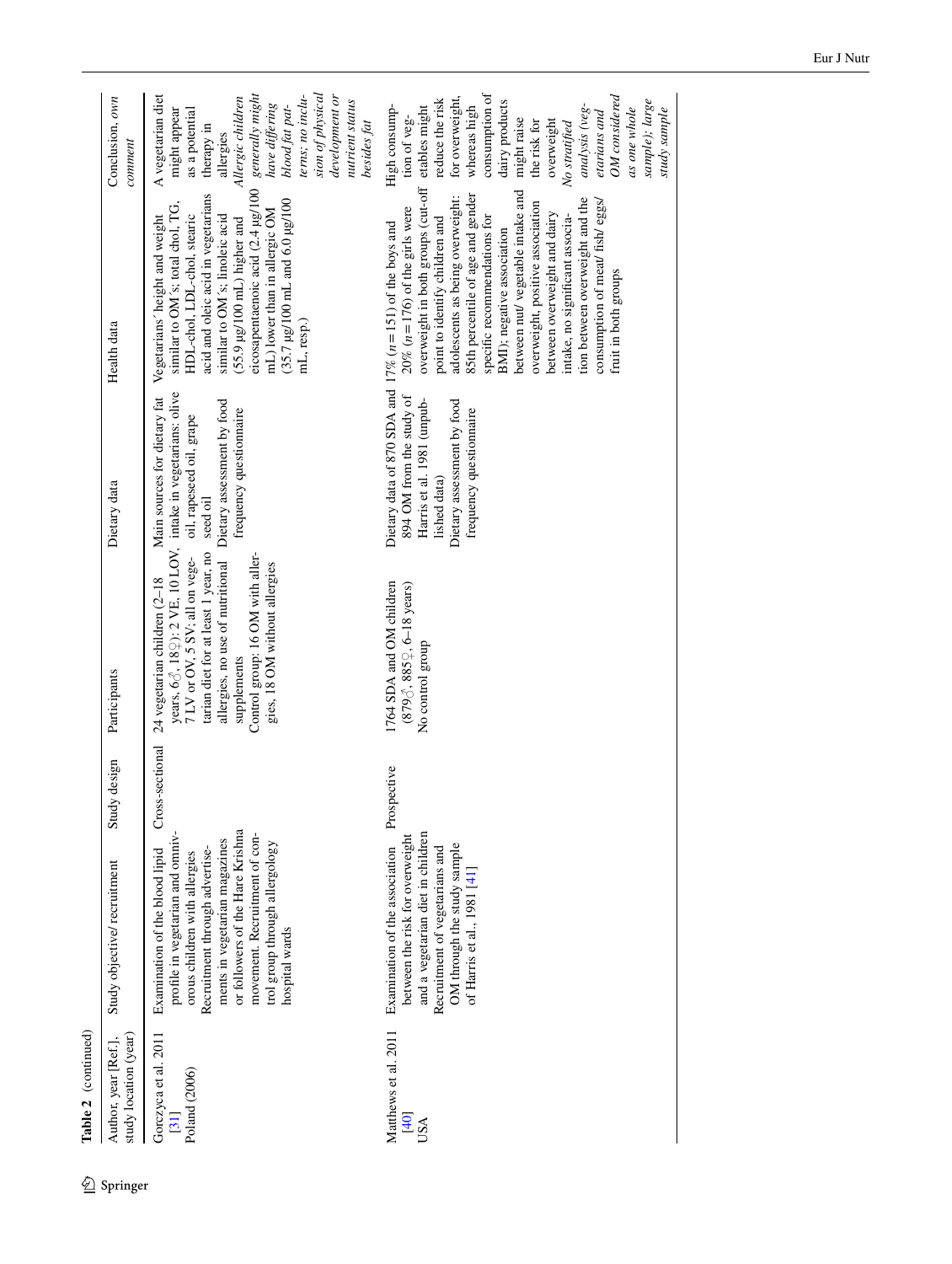**Table 2** (continued)

| Author, year [Ref.], study location (year) | Study objective/ recruitment | Study design | Participants | Dietary data | Health data | Conclusion, *own comment* |
|---|---|---|---|---|---|---|
| Gorczyca et al. 2011 [31] Poland (2006) | Examination of the blood lipid profile in vegetarian and omnivorous children with allergies<br>Recruitment through advertisements in vegetarian magazines or followers of the Hare Krishna movement. Recruitment of control group through allergology hospital wards | Cross-sectional | 24 vegetarian children (2–18 years, 6♂, 18♀): 2 VE, 10 LOV, 7 LV or OV, 5 SV; all on vegetarian diet for at least 1 year, no allergies, no use of nutritional supplements<br>Control group: 16 OM with allergies, 18 OM without allergies | Main sources for dietary fat intake in vegetarians: olive oil, rapeseed oil, grape seed oil<br>Dietary assessment by food frequency questionnaire | Vegetarians' height and weight similar to OM's; total chol, TG, HDL-chol, LDL-chol, stearic acid and oleic acid in vegetarians similar to OM's; linoleic acid (55.9 µg/100 mL) higher and eicosapentaenoic acid (2.4 µg/100 mL) lower than in allergic OM (35.7 µg/100 mL and 6.0 µg/100 mL, resp.) | A vegetarian diet might appear as a potential therapy in allergies<br>*Allergic children generally might have differing blood fat patterns; no inclusion of physical development or nutrient status besides fat* |
| Matthews et al. 2011 [40] USA | Examination of the association between the risk for overweight and a vegetarian diet in children<br>Recruitment of vegetarians and OM through the study sample of Harris et al., 1981 [41] | Prospective | 1764 SDA and OM children (879♂, 885♀, 6–18 years)<br>No control group | Dietary data of 870 SDA and 894 OM from the study of Harris et al. 1981 (unpublished data)<br>Dietary assessment by food frequency questionnaire | 17% (*n* = 151) of the boys and 20% (*n* = 176) of the girls were overweight in both groups (cut-off point to identify children and adolescents as being overweight: 85th percentile of age and gender specific recommendations for BMI); negative association between nut/ vegetable intake and overweight, positive association between overweight and dairy intake, no significant association between overweight and the consumption of meat/ fish/ eggs/ fruit in both groups | High consumption of vegetables might reduce the risk for overweight, whereas high consumption of dairy products might raise the risk for overweight<br>*No stratified analysis (vegetarians and OM considered as one whole sample); large study sample* |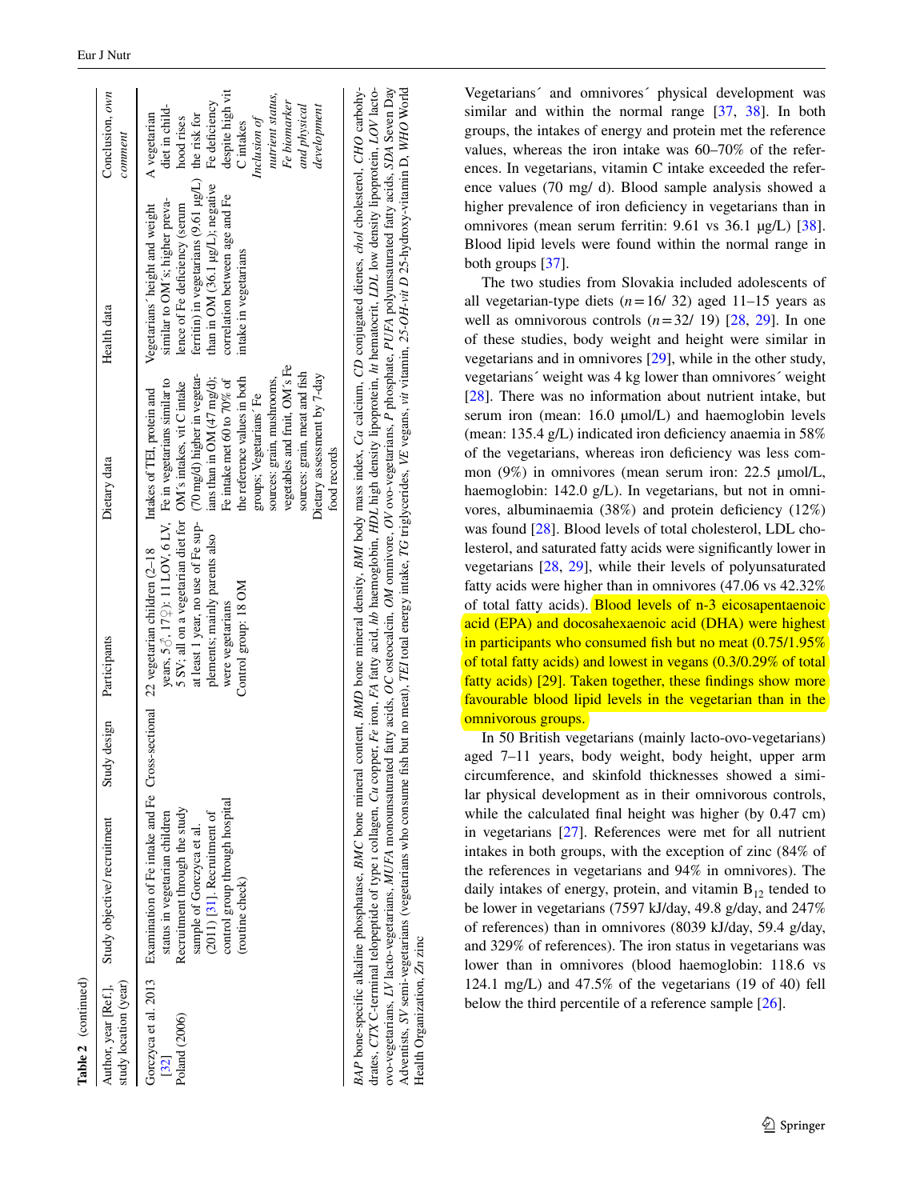**Table 2** (continued)

| Author, year [Ref.], study location (year) | Study objective/ recruitment | Study design | Participants | Dietary data | Health data | Conclusion, *own comment* |
|---|---|---|---|---|---|---|
| Gorczyca et al. 2013 [32] Poland (2006) | Examination of Fe intake and Fe status in vegetarian children Recruitment through the study sample of Gorczyca et al. (2011) [31]. Recruitment of control group through hospital (routine check) | Cross-sectional | 22 vegetarian children (2–18 years, 5♂, 17♀): 11 LOV, 6 LV, 5 SV; all on a vegetarian diet for at least 1 year, no use of Fe supplements; mainly parents also were vegetarians Control group: 18 OM | Intakes of TEI, protein and Fe in vegetarians similar to OM´s intakes, vit C intake (70 mg/d) higher in vegetarians than in OM (47 mg/d); Fe intake met 60 to 70% of the reference values in both groups; Vegetarians´ Fe sources: grain, mushrooms, vegetables and fruit, OM´s Fe sources: grain, meat and fish Dietary assessment by 7-day food records | Vegetarians´ height and weight similar to OM´s; higher prevalence of Fe deficiency (serum ferritin) in vegetarians (9.61 µg/L) than in OM (36.1 µg/L); negative correlation between age and Fe intake in vegetarians | A vegetarian diet in childhood rises the risk for Fe deficiency despite high vit C intakes *Inclusion of nutrient status, Fe biomarker and physical development* |

*BAP* bone-specific alkaline phosphatase, *BMC* bone mineral content, *BMD* bone mineral density, *BMI* body mass index, *Ca* calcium, *CD* conjugated dienes, *chol* cholesterol, *CHO* carbohydrates, *CTX* C-terminal telopeptide of type I collagen, *Cu* copper, *Fe* iron, *FA* fatty acid, *hb* haemoglobin, *HDL* high density lipoprotein, *ht* hematocrit, *LDL* low density lipoprotein, *LOV* lacto-ovo-vegetarians, *LV* lacto-vegetarians, *MUFA* monounsaturated fatty acids, *OC* osteocalcin, *OM* omnivore, *OV* ovo-vegetarians, *P* phosphate, *PUFA* polyunsaturated fatty acids, *SDA* Seven Day Adventists, *SV* semi-vegetarians (vegetarians who consume fish but no meat), *TEI* total energy intake, *TG* triglycerides, *VE* vegans, *vit* vitamin, *25-OH-vit D* 25-hydroxy-vitamin D, *WHO* World Health Organization, *Zn* zinc

Vegetarians´ and omnivores´ physical development was similar and within the normal range [37, 38]. In both groups, the intakes of energy and protein met the reference values, whereas the iron intake was 60–70% of the references. In vegetarians, vitamin C intake exceeded the reference values (70 mg/ d). Blood sample analysis showed a higher prevalence of iron deficiency in vegetarians than in omnivores (mean serum ferritin: 9.61 vs 36.1 µg/L) [38]. Blood lipid levels were found within the normal range in both groups [37].

The two studies from Slovakia included adolescents of all vegetarian-type diets ($n = 16/32$) aged 11–15 years as well as omnivorous controls ($n = 32/19$) [28, 29]. In one of these studies, body weight and height were similar in vegetarians and in omnivores [29], while in the other study, vegetarians´ weight was 4 kg lower than omnivores´ weight [28]. There was no information about nutrient intake, but serum iron (mean: 16.0 µmol/L) and haemoglobin levels (mean: 135.4 g/L) indicated iron deficiency anaemia in 58% of the vegetarians, whereas iron deficiency was less common (9%) in omnivores (mean serum iron: 22.5 µmol/L, haemoglobin: 142.0 g/L). In vegetarians, but not in omnivores, albuminaemia (38%) and protein deficiency (12%) was found [28]. Blood levels of total cholesterol, LDL cholesterol, and saturated fatty acids were significantly lower in vegetarians [28, 29], while their levels of polyunsaturated fatty acids were higher than in omnivores (47.06 vs 42.32% of total fatty acids). Blood levels of n-3 eicosapentaenoic acid (EPA) and docosahexaenoic acid (DHA) were highest in participants who consumed fish but no meat (0.75/1.95% of total fatty acids) and lowest in vegans (0.3/0.29% of total fatty acids) [29]. Taken together, these findings show more favourable blood lipid levels in the vegetarian than in the omnivorous groups.

In 50 British vegetarians (mainly lacto-ovo-vegetarians) aged 7–11 years, body weight, body height, upper arm circumference, and skinfold thicknesses showed a similar physical development as in their omnivorous controls, while the calculated final height was higher (by 0.47 cm) in vegetarians [27]. References were met for all nutrient intakes in both groups, with the exception of zinc (84% of the references in vegetarians and 94% in omnivores). The daily intakes of energy, protein, and vitamin $B_{12}$ tended to be lower in vegetarians (7597 kJ/day, 49.8 g/day, and 247% of references) than in omnivores (8039 kJ/day, 59.4 g/day, and 329% of references). The iron status in vegetarians was lower than in omnivores (blood haemoglobin: 118.6 vs 124.1 mg/L) and 47.5% of the vegetarians (19 of 40) fell below the third percentile of a reference sample [26].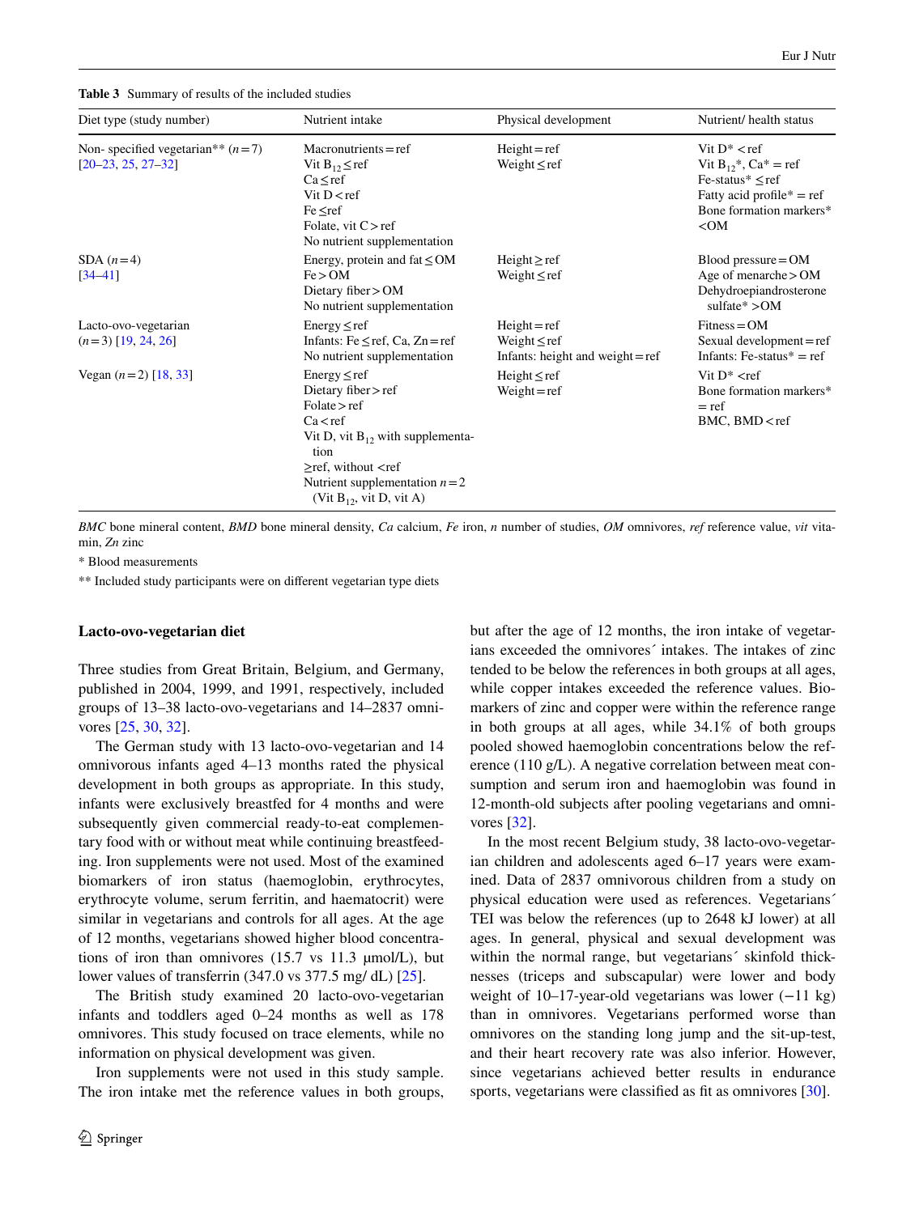**Table 3** Summary of results of the included studies

| Diet type (study number) | Nutrient intake | Physical development | Nutrient/ health status |
|---|---|---|---|
| Non- specified vegetarian** ($n=7$) [20–23, 25, 27–32] | Macronutrients = ref<br>Vit $B_{12}$ ≤ ref<br>Ca ≤ ref<br>Vit D < ref<br>Fe ≤ ref<br>Folate, vit C > ref<br>No nutrient supplementation | Height = ref<br>Weight ≤ ref | Vit D* < ref<br>Vit $B_{12}$*, Ca* = ref<br>Fe-status* ≤ ref<br>Fatty acid profile* = ref<br>Bone formation markers* < OM |
| SDA ($n=4$) [34–41] | Energy, protein and fat ≤ OM<br>Fe > OM<br>Dietary fiber > OM<br>No nutrient supplementation | Height ≥ ref<br>Weight ≤ ref | Blood pressure = OM<br>Age of menarche > OM<br>Dehydroepiandrosterone sulfate* > OM |
| Lacto-ovo-vegetarian ($n=3$) [19, 24, 26] | Energy ≤ ref<br>Infants: Fe ≤ ref, Ca, Zn = ref<br>No nutrient supplementation | Height = ref<br>Weight ≤ ref<br>Infants: height and weight = ref | Fitness = OM<br>Sexual development = ref<br>Infants: Fe-status* = ref |
| Vegan ($n=2$) [18, 33] | Energy ≤ ref<br>Dietary fiber > ref<br>Folate > ref<br>Ca < ref<br>Vit D, vit $B_{12}$ with supplementation ≥ ref, without < ref<br>Nutrient supplementation $n=2$ (Vit $B_{12}$, vit D, vit A) | Height ≤ ref<br>Weight = ref | Vit D* < ref<br>Bone formation markers* = ref<br>BMC, BMD < ref |

*BMC* bone mineral content, *BMD* bone mineral density, *Ca* calcium, *Fe* iron, *n* number of studies, *OM* omnivores, *ref* reference value, *vit* vitamin, *Zn* zinc

\* Blood measurements

\*\* Included study participants were on different vegetarian type diets

### Lacto-ovo-vegetarian diet

Three studies from Great Britain, Belgium, and Germany, published in 2004, 1999, and 1991, respectively, included groups of 13–38 lacto-ovo-vegetarians and 14–2837 omnivores [25, 30, 32].

The German study with 13 lacto-ovo-vegetarian and 14 omnivorous infants aged 4–13 months rated the physical development in both groups as appropriate. In this study, infants were exclusively breastfed for 4 months and were subsequently given commercial ready-to-eat complementary food with or without meat while continuing breastfeeding. Iron supplements were not used. Most of the examined biomarkers of iron status (haemoglobin, erythrocytes, erythrocyte volume, serum ferritin, and haematocrit) were similar in vegetarians and controls for all ages. At the age of 12 months, vegetarians showed higher blood concentrations of iron than omnivores (15.7 vs 11.3 µmol/L), but lower values of transferrin (347.0 vs 377.5 mg/ dL) [25].

The British study examined 20 lacto-ovo-vegetarian infants and toddlers aged 0–24 months as well as 178 omnivores. This study focused on trace elements, while no information on physical development was given.

Iron supplements were not used in this study sample. The iron intake met the reference values in both groups, but after the age of 12 months, the iron intake of vegetarians exceeded the omnivores´ intakes. The intakes of zinc tended to be below the references in both groups at all ages, while copper intakes exceeded the reference values. Biomarkers of zinc and copper were within the reference range in both groups at all ages, while 34.1% of both groups pooled showed haemoglobin concentrations below the reference (110 g/L). A negative correlation between meat consumption and serum iron and haemoglobin was found in 12-month-old subjects after pooling vegetarians and omnivores [32].

In the most recent Belgium study, 38 lacto-ovo-vegetarian children and adolescents aged 6–17 years were examined. Data of 2837 omnivorous children from a study on physical education were used as references. Vegetarians´ TEI was below the references (up to 2648 kJ lower) at all ages. In general, physical and sexual development was within the normal range, but vegetarians´ skinfold thicknesses (triceps and subscapular) were lower and body weight of 10–17-year-old vegetarians was lower (−11 kg) than in omnivores. Vegetarians performed worse than omnivores on the standing long jump and the sit-up-test, and their heart recovery rate was also inferior. However, since vegetarians achieved better results in endurance sports, vegetarians were classified as fit as omnivores [30].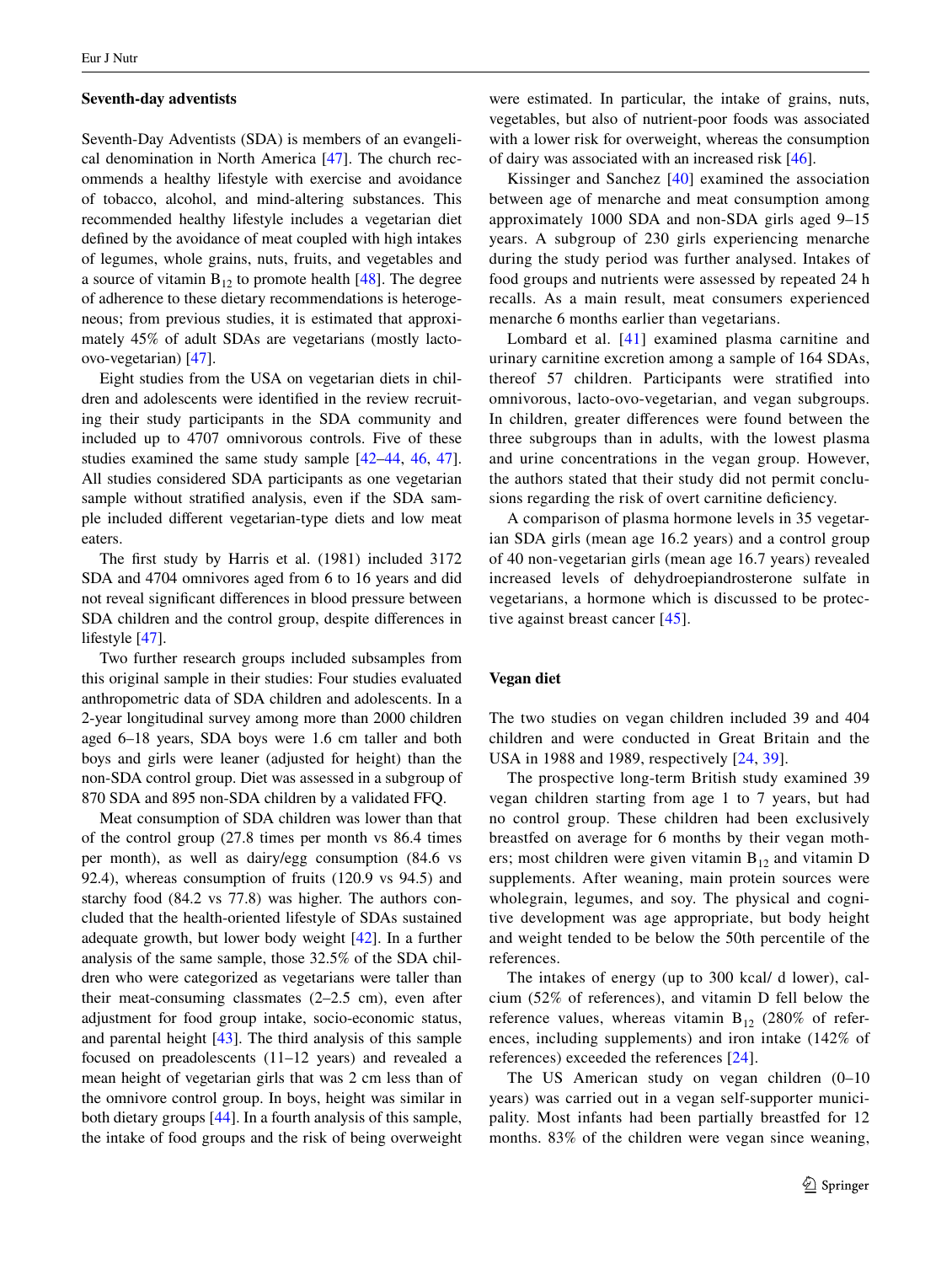### Seventh-day adventists

Seventh-Day Adventists (SDA) is members of an evangelical denomination in North America [47]. The church recommends a healthy lifestyle with exercise and avoidance of tobacco, alcohol, and mind-altering substances. This recommended healthy lifestyle includes a vegetarian diet defined by the avoidance of meat coupled with high intakes of legumes, whole grains, nuts, fruits, and vegetables and a source of vitamin $B_{12}$ to promote health [48]. The degree of adherence to these dietary recommendations is heterogeneous; from previous studies, it is estimated that approximately 45% of adult SDAs are vegetarians (mostly lacto-ovo-vegetarian) [47].

Eight studies from the USA on vegetarian diets in children and adolescents were identified in the review recruiting their study participants in the SDA community and included up to 4707 omnivorous controls. Five of these studies examined the same study sample [42–44, 46, 47]. All studies considered SDA participants as one vegetarian sample without stratified analysis, even if the SDA sample included different vegetarian-type diets and low meat eaters.

The first study by Harris et al. (1981) included 3172 SDA and 4704 omnivores aged from 6 to 16 years and did not reveal significant differences in blood pressure between SDA children and the control group, despite differences in lifestyle [47].

Two further research groups included subsamples from this original sample in their studies: Four studies evaluated anthropometric data of SDA children and adolescents. In a 2-year longitudinal survey among more than 2000 children aged 6–18 years, SDA boys were 1.6 cm taller and both boys and girls were leaner (adjusted for height) than the non-SDA control group. Diet was assessed in a subgroup of 870 SDA and 895 non-SDA children by a validated FFQ.

Meat consumption of SDA children was lower than that of the control group (27.8 times per month vs 86.4 times per month), as well as dairy/egg consumption (84.6 vs 92.4), whereas consumption of fruits (120.9 vs 94.5) and starchy food (84.2 vs 77.8) was higher. The authors concluded that the health-oriented lifestyle of SDAs sustained adequate growth, but lower body weight [42]. In a further analysis of the same sample, those 32.5% of the SDA children who were categorized as vegetarians were taller than their meat-consuming classmates (2–2.5 cm), even after adjustment for food group intake, socio-economic status, and parental height [43]. The third analysis of this sample focused on preadolescents (11–12 years) and revealed a mean height of vegetarian girls that was 2 cm less than of the omnivore control group. In boys, height was similar in both dietary groups [44]. In a fourth analysis of this sample, the intake of food groups and the risk of being overweight were estimated. In particular, the intake of grains, nuts, vegetables, but also of nutrient-poor foods was associated with a lower risk for overweight, whereas the consumption of dairy was associated with an increased risk [46].

Kissinger and Sanchez [40] examined the association between age of menarche and meat consumption among approximately 1000 SDA and non-SDA girls aged 9–15 years. A subgroup of 230 girls experiencing menarche during the study period was further analysed. Intakes of food groups and nutrients were assessed by repeated 24 h recalls. As a main result, meat consumers experienced menarche 6 months earlier than vegetarians.

Lombard et al. [41] examined plasma carnitine and urinary carnitine excretion among a sample of 164 SDAs, thereof 57 children. Participants were stratified into omnivorous, lacto-ovo-vegetarian, and vegan subgroups. In children, greater differences were found between the three subgroups than in adults, with the lowest plasma and urine concentrations in the vegan group. However, the authors stated that their study did not permit conclusions regarding the risk of overt carnitine deficiency.

A comparison of plasma hormone levels in 35 vegetarian SDA girls (mean age 16.2 years) and a control group of 40 non-vegetarian girls (mean age 16.7 years) revealed increased levels of dehydroepiandrosterone sulfate in vegetarians, a hormone which is discussed to be protective against breast cancer [45].

### Vegan diet

The two studies on vegan children included 39 and 404 children and were conducted in Great Britain and the USA in 1988 and 1989, respectively [24, 39].

The prospective long-term British study examined 39 vegan children starting from age 1 to 7 years, but had no control group. These children had been exclusively breastfed on average for 6 months by their vegan mothers; most children were given vitamin $B_{12}$ and vitamin D supplements. After weaning, main protein sources were wholegrain, legumes, and soy. The physical and cognitive development was age appropriate, but body height and weight tended to be below the 50th percentile of the references.

The intakes of energy (up to 300 kcal/ d lower), calcium (52% of references), and vitamin D fell below the reference values, whereas vitamin $B_{12}$ (280% of references, including supplements) and iron intake (142% of references) exceeded the references [24].

The US American study on vegan children (0–10 years) was carried out in a vegan self-supporter municipality. Most infants had been partially breastfed for 12 months. 83% of the children were vegan since weaning,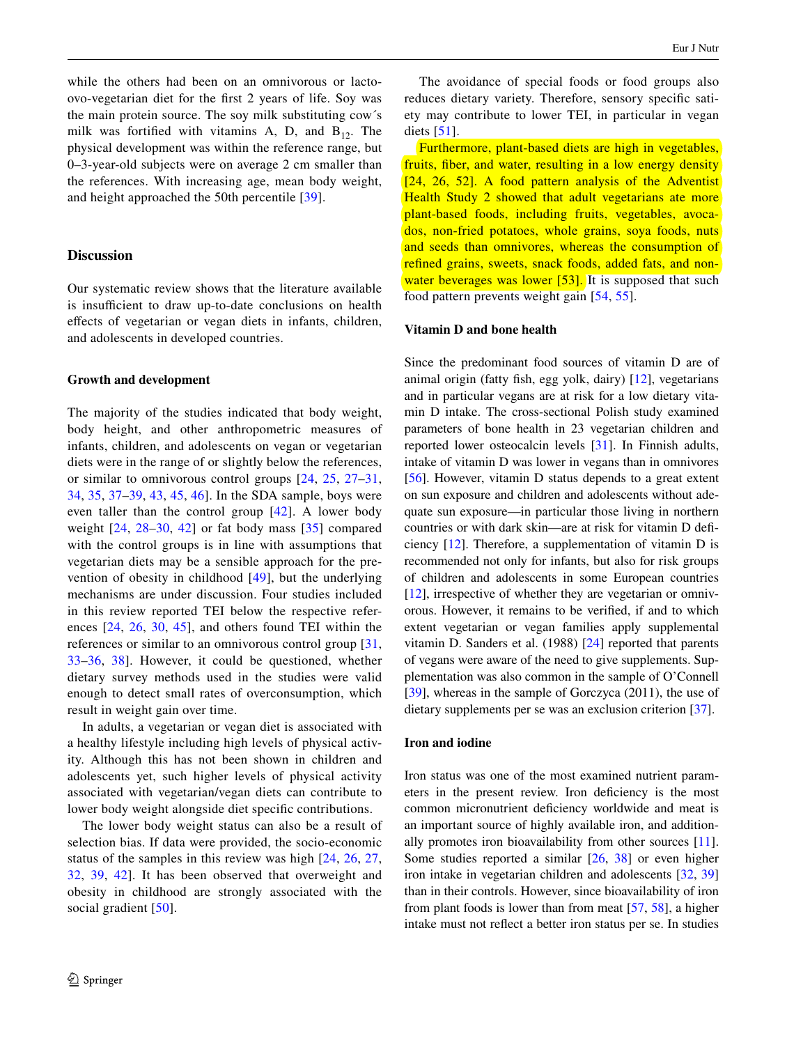while the others had been on an omnivorous or lacto-ovo-vegetarian diet for the first 2 years of life. Soy was the main protein source. The soy milk substituting cow´s milk was fortified with vitamins A, D, and $B_{12}$. The physical development was within the reference range, but 0–3-year-old subjects were on average 2 cm smaller than the references. With increasing age, mean body weight, and height approached the 50th percentile [39].

## Discussion

Our systematic review shows that the literature available is insufficient to draw up-to-date conclusions on health effects of vegetarian or vegan diets in infants, children, and adolescents in developed countries.

### Growth and development

The majority of the studies indicated that body weight, body height, and other anthropometric measures of infants, children, and adolescents on vegan or vegetarian diets were in the range of or slightly below the references, or similar to omnivorous control groups [24, 25, 27–31, 34, 35, 37–39, 43, 45, 46]. In the SDA sample, boys were even taller than the control group [42]. A lower body weight [24, 28–30, 42] or fat body mass [35] compared with the control groups is in line with assumptions that vegetarian diets may be a sensible approach for the prevention of obesity in childhood [49], but the underlying mechanisms are under discussion. Four studies included in this review reported TEI below the respective references [24, 26, 30, 45], and others found TEI within the references or similar to an omnivorous control group [31, 33–36, 38]. However, it could be questioned, whether dietary survey methods used in the studies were valid enough to detect small rates of overconsumption, which result in weight gain over time.

In adults, a vegetarian or vegan diet is associated with a healthy lifestyle including high levels of physical activity. Although this has not been shown in children and adolescents yet, such higher levels of physical activity associated with vegetarian/vegan diets can contribute to lower body weight alongside diet specific contributions.

The lower body weight status can also be a result of selection bias. If data were provided, the socio-economic status of the samples in this review was high [24, 26, 27, 32, 39, 42]. It has been observed that overweight and obesity in childhood are strongly associated with the social gradient [50].

The avoidance of special foods or food groups also reduces dietary variety. Therefore, sensory specific satiety may contribute to lower TEI, in particular in vegan diets [51].

Furthermore, plant-based diets are high in vegetables, fruits, fiber, and water, resulting in a low energy density [24, 26, 52]. A food pattern analysis of the Adventist Health Study 2 showed that adult vegetarians ate more plant-based foods, including fruits, vegetables, avocados, non-fried potatoes, whole grains, soya foods, nuts and seeds than omnivores, whereas the consumption of refined grains, sweets, snack foods, added fats, and non-water beverages was lower [53]. It is supposed that such food pattern prevents weight gain [54, 55].

### Vitamin D and bone health

Since the predominant food sources of vitamin D are of animal origin (fatty fish, egg yolk, dairy) [12], vegetarians and in particular vegans are at risk for a low dietary vitamin D intake. The cross-sectional Polish study examined parameters of bone health in 23 vegetarian children and reported lower osteocalcin levels [31]. In Finnish adults, intake of vitamin D was lower in vegans than in omnivores [56]. However, vitamin D status depends to a great extent on sun exposure and children and adolescents without adequate sun exposure—in particular those living in northern countries or with dark skin—are at risk for vitamin D deficiency [12]. Therefore, a supplementation of vitamin D is recommended not only for infants, but also for risk groups of children and adolescents in some European countries [12], irrespective of whether they are vegetarian or omnivorous. However, it remains to be verified, if and to which extent vegetarian or vegan families apply supplemental vitamin D. Sanders et al. (1988) [24] reported that parents of vegans were aware of the need to give supplements. Supplementation was also common in the sample of O'Connell [39], whereas in the sample of Gorczyca (2011), the use of dietary supplements per se was an exclusion criterion [37].

### Iron and iodine

Iron status was one of the most examined nutrient parameters in the present review. Iron deficiency is the most common micronutrient deficiency worldwide and meat is an important source of highly available iron, and additionally promotes iron bioavailability from other sources [11]. Some studies reported a similar [26, 38] or even higher iron intake in vegetarian children and adolescents [32, 39] than in their controls. However, since bioavailability of iron from plant foods is lower than from meat [57, 58], a higher intake must not reflect a better iron status per se. In studies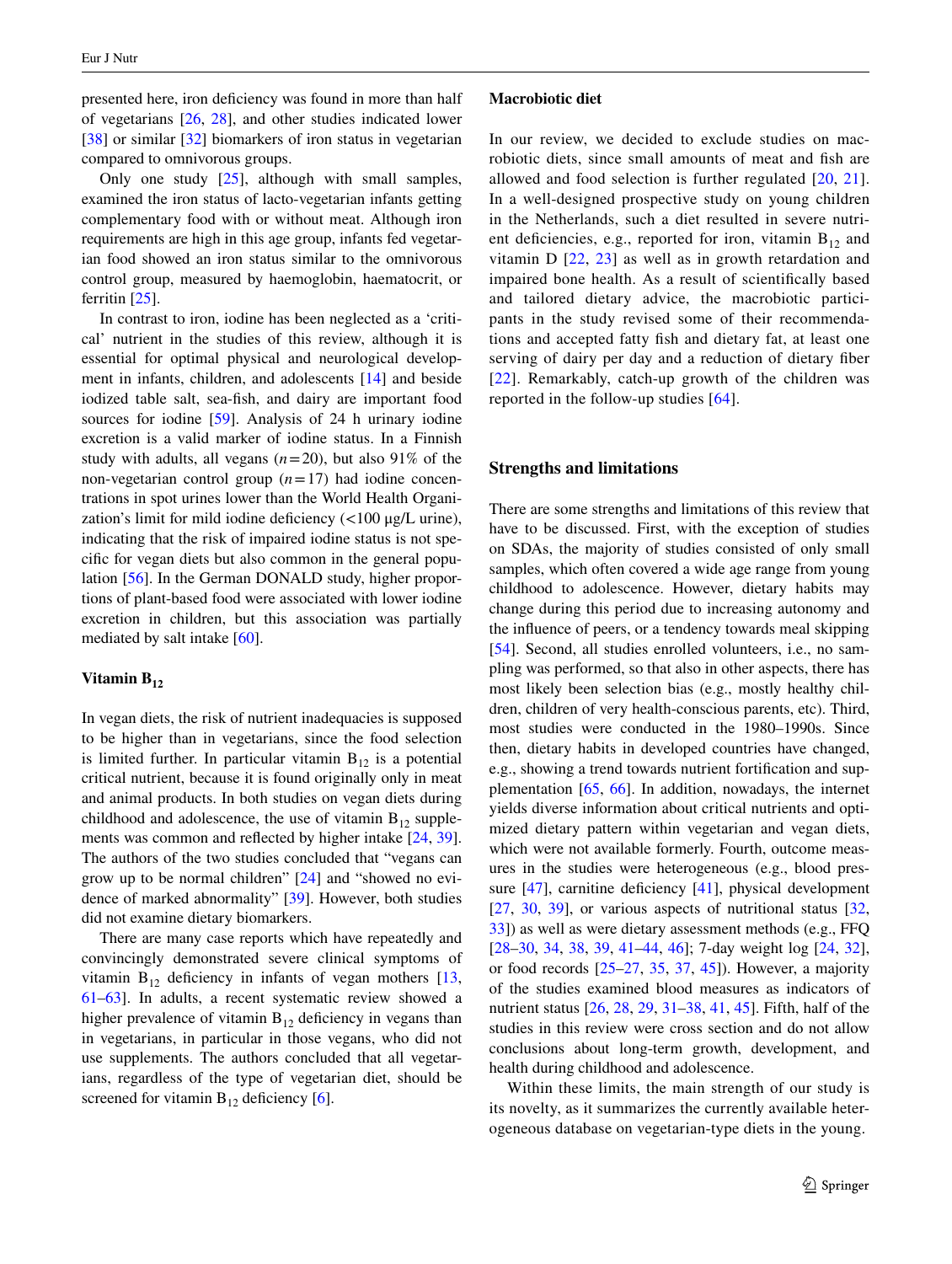presented here, iron deficiency was found in more than half of vegetarians [26, 28], and other studies indicated lower [38] or similar [32] biomarkers of iron status in vegetarian compared to omnivorous groups.

Only one study [25], although with small samples, examined the iron status of lacto-vegetarian infants getting complementary food with or without meat. Although iron requirements are high in this age group, infants fed vegetarian food showed an iron status similar to the omnivorous control group, measured by haemoglobin, haematocrit, or ferritin [25].

In contrast to iron, iodine has been neglected as a 'critical' nutrient in the studies of this review, although it is essential for optimal physical and neurological development in infants, children, and adolescents [14] and beside iodized table salt, sea-fish, and dairy are important food sources for iodine [59]. Analysis of 24 h urinary iodine excretion is a valid marker of iodine status. In a Finnish study with adults, all vegans ($n = 20$), but also 91% of the non-vegetarian control group ($n = 17$) had iodine concentrations in spot urines lower than the World Health Organization's limit for mild iodine deficiency (<100 µg/L urine), indicating that the risk of impaired iodine status is not specific for vegan diets but also common in the general population [56]. In the German DONALD study, higher proportions of plant-based food were associated with lower iodine excretion in children, but this association was partially mediated by salt intake [60].

### Vitamin $B_{12}$

In vegan diets, the risk of nutrient inadequacies is supposed to be higher than in vegetarians, since the food selection is limited further. In particular vitamin $B_{12}$ is a potential critical nutrient, because it is found originally only in meat and animal products. In both studies on vegan diets during childhood and adolescence, the use of vitamin $B_{12}$ supplements was common and reflected by higher intake [24, 39]. The authors of the two studies concluded that "vegans can grow up to be normal children" [24] and "showed no evidence of marked abnormality" [39]. However, both studies did not examine dietary biomarkers.

There are many case reports which have repeatedly and convincingly demonstrated severe clinical symptoms of vitamin $B_{12}$ deficiency in infants of vegan mothers [13, 61–63]. In adults, a recent systematic review showed a higher prevalence of vitamin $B_{12}$ deficiency in vegans than in vegetarians, in particular in those vegans, who did not use supplements. The authors concluded that all vegetarians, regardless of the type of vegetarian diet, should be screened for vitamin $B_{12}$ deficiency [6].

### Macrobiotic diet

In our review, we decided to exclude studies on macrobiotic diets, since small amounts of meat and fish are allowed and food selection is further regulated [20, 21]. In a well-designed prospective study on young children in the Netherlands, such a diet resulted in severe nutrient deficiencies, e.g., reported for iron, vitamin $B_{12}$ and vitamin D [22, 23] as well as in growth retardation and impaired bone health. As a result of scientifically based and tailored dietary advice, the macrobiotic participants in the study revised some of their recommendations and accepted fatty fish and dietary fat, at least one serving of dairy per day and a reduction of dietary fiber [22]. Remarkably, catch-up growth of the children was reported in the follow-up studies [64].

## Strengths and limitations

There are some strengths and limitations of this review that have to be discussed. First, with the exception of studies on SDAs, the majority of studies consisted of only small samples, which often covered a wide age range from young childhood to adolescence. However, dietary habits may change during this period due to increasing autonomy and the influence of peers, or a tendency towards meal skipping [54]. Second, all studies enrolled volunteers, i.e., no sampling was performed, so that also in other aspects, there has most likely been selection bias (e.g., mostly healthy children, children of very health-conscious parents, etc). Third, most studies were conducted in the 1980–1990s. Since then, dietary habits in developed countries have changed, e.g., showing a trend towards nutrient fortification and supplementation [65, 66]. In addition, nowadays, the internet yields diverse information about critical nutrients and optimized dietary pattern within vegetarian and vegan diets, which were not available formerly. Fourth, outcome measures in the studies were heterogeneous (e.g., blood pressure [47], carnitine deficiency [41], physical development [27, 30, 39], or various aspects of nutritional status [32, 33]) as well as were dietary assessment methods (e.g., FFQ [28–30, 34, 38, 39, 41–44, 46]; 7-day weight log [24, 32], or food records [25–27, 35, 37, 45]). However, a majority of the studies examined blood measures as indicators of nutrient status [26, 28, 29, 31–38, 41, 45]. Fifth, half of the studies in this review were cross section and do not allow conclusions about long-term growth, development, and health during childhood and adolescence.

Within these limits, the main strength of our study is its novelty, as it summarizes the currently available heterogeneous database on vegetarian-type diets in the young.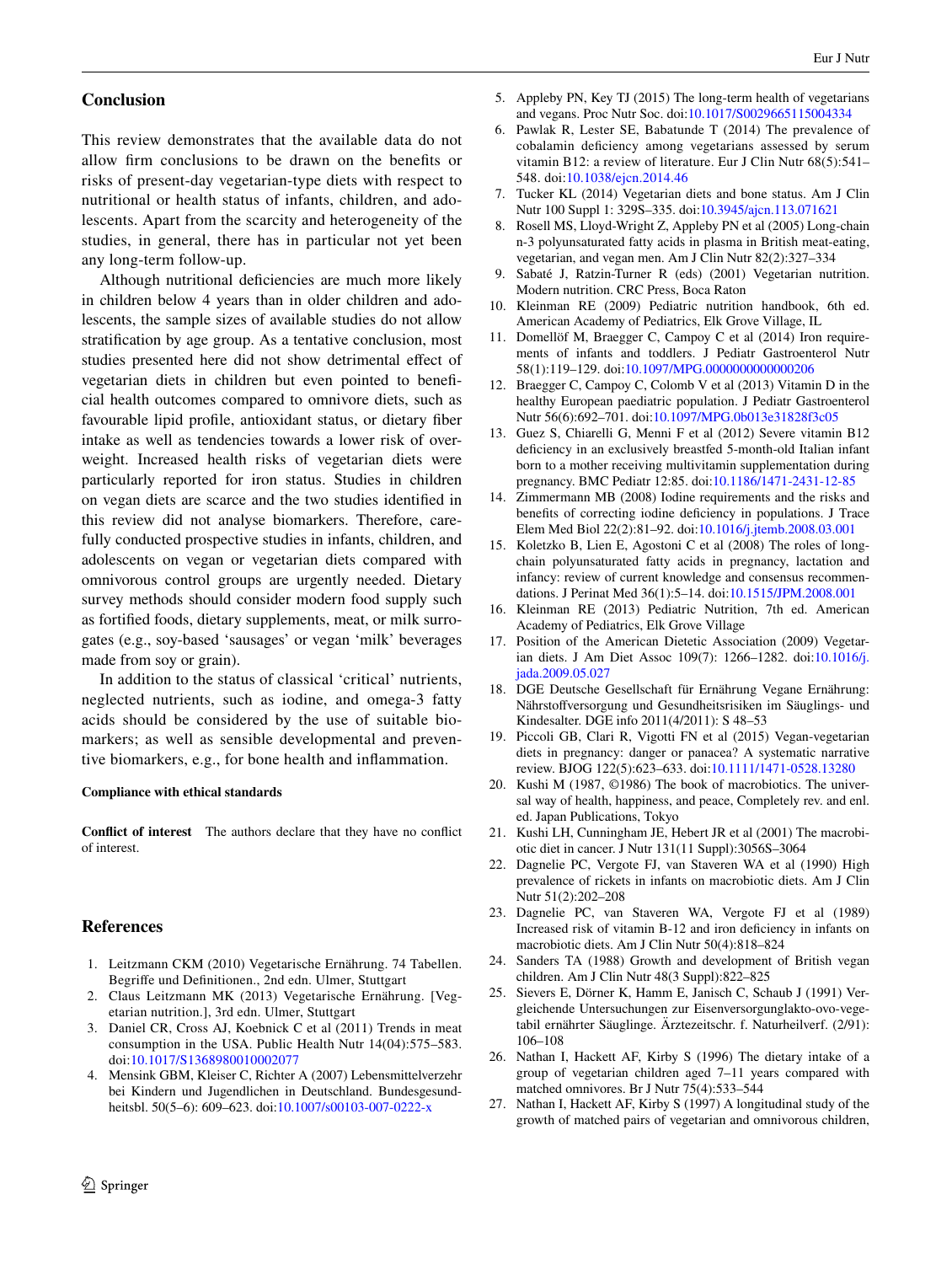## Conclusion

This review demonstrates that the available data do not allow firm conclusions to be drawn on the benefits or risks of present-day vegetarian-type diets with respect to nutritional or health status of infants, children, and adolescents. Apart from the scarcity and heterogeneity of the studies, in general, there has in particular not yet been any long-term follow-up.

Although nutritional deficiencies are much more likely in children below 4 years than in older children and adolescents, the sample sizes of available studies do not allow stratification by age group. As a tentative conclusion, most studies presented here did not show detrimental effect of vegetarian diets in children but even pointed to beneficial health outcomes compared to omnivore diets, such as favourable lipid profile, antioxidant status, or dietary fiber intake as well as tendencies towards a lower risk of overweight. Increased health risks of vegetarian diets were particularly reported for iron status. Studies in children on vegan diets are scarce and the two studies identified in this review did not analyse biomarkers. Therefore, carefully conducted prospective studies in infants, children, and adolescents on vegan or vegetarian diets compared with omnivorous control groups are urgently needed. Dietary survey methods should consider modern food supply such as fortified foods, dietary supplements, meat, or milk surrogates (e.g., soy-based 'sausages' or vegan 'milk' beverages made from soy or grain).

In addition to the status of classical 'critical' nutrients, neglected nutrients, such as iodine, and omega-3 fatty acids should be considered by the use of suitable biomarkers; as well as sensible developmental and preventive biomarkers, e.g., for bone health and inflammation.

**Compliance with ethical standards**

**Conflict of interest** The authors declare that they have no conflict of interest.

## References

1. Leitzmann CKM (2010) Vegetarische Ernährung. 74 Tabellen. Begriffe und Definitionen., 2nd edn. Ulmer, Stuttgart
2. Claus Leitzmann MK (2013) Vegetarische Ernährung. [Vegetarian nutrition.], 3rd edn. Ulmer, Stuttgart
3. Daniel CR, Cross AJ, Koebnick C et al (2011) Trends in meat consumption in the USA. Public Health Nutr 14(04):575–583. doi:10.1017/S1368980010002077
4. Mensink GBM, Kleiser C, Richter A (2007) Lebensmittelverzehr bei Kindern und Jugendlichen in Deutschland. Bundesgesundheitsbl. 50(5–6): 609–623. doi:10.1007/s00103-007-0222-x
5. Appleby PN, Key TJ (2015) The long-term health of vegetarians and vegans. Proc Nutr Soc. doi:10.1017/S0029665115004334
6. Pawlak R, Lester SE, Babatunde T (2014) The prevalence of cobalamin deficiency among vegetarians assessed by serum vitamin B12: a review of literature. Eur J Clin Nutr 68(5):541–548. doi:10.1038/ejcn.2014.46
7. Tucker KL (2014) Vegetarian diets and bone status. Am J Clin Nutr 100 Suppl 1: 329S–335. doi:10.3945/ajcn.113.071621
8. Rosell MS, Lloyd-Wright Z, Appleby PN et al (2005) Long-chain n-3 polyunsaturated fatty acids in plasma in British meat-eating, vegetarian, and vegan men. Am J Clin Nutr 82(2):327–334
9. Sabaté J, Ratzin-Turner R (eds) (2001) Vegetarian nutrition. Modern nutrition. CRC Press, Boca Raton
10. Kleinman RE (2009) Pediatric nutrition handbook, 6th ed. American Academy of Pediatrics, Elk Grove Village, IL
11. Domellöf M, Braegger C, Campoy C et al (2014) Iron requirements of infants and toddlers. J Pediatr Gastroenterol Nutr 58(1):119–129. doi:10.1097/MPG.0000000000000206
12. Braegger C, Campoy C, Colomb V et al (2013) Vitamin D in the healthy European paediatric population. J Pediatr Gastroenterol Nutr 56(6):692–701. doi:10.1097/MPG.0b013e31828f3c05
13. Guez S, Chiarelli G, Menni F et al (2012) Severe vitamin B12 deficiency in an exclusively breastfed 5-month-old Italian infant born to a mother receiving multivitamin supplementation during pregnancy. BMC Pediatr 12:85. doi:10.1186/1471-2431-12-85
14. Zimmermann MB (2008) Iodine requirements and the risks and benefits of correcting iodine deficiency in populations. J Trace Elem Med Biol 22(2):81–92. doi:10.1016/j.jtemb.2008.03.001
15. Koletzko B, Lien E, Agostoni C et al (2008) The roles of long-chain polyunsaturated fatty acids in pregnancy, lactation and infancy: review of current knowledge and consensus recommendations. J Perinat Med 36(1):5–14. doi:10.1515/JPM.2008.001
16. Kleinman RE (2013) Pediatric Nutrition, 7th ed. American Academy of Pediatrics, Elk Grove Village
17. Position of the American Dietetic Association (2009) Vegetarian diets. J Am Diet Assoc 109(7): 1266–1282. doi:10.1016/j.jada.2009.05.027
18. DGE Deutsche Gesellschaft für Ernährung Vegane Ernährung: Nährstoffversorgung und Gesundheitsrisiken im Säuglings- und Kindesalter. DGE info 2011(4/2011): S 48–53
19. Piccoli GB, Clari R, Vigotti FN et al (2015) Vegan-vegetarian diets in pregnancy: danger or panacea? A systematic narrative review. BJOG 122(5):623–633. doi:10.1111/1471-0528.13280
20. Kushi M (1987, ©1986) The book of macrobiotics. The universal way of health, happiness, and peace, Completely rev. and enl. ed. Japan Publications, Tokyo
21. Kushi LH, Cunningham JE, Hebert JR et al (2001) The macrobiotic diet in cancer. J Nutr 131(11 Suppl):3056S–3064
22. Dagnelie PC, Vergote FJ, van Staveren WA et al (1990) High prevalence of rickets in infants on macrobiotic diets. Am J Clin Nutr 51(2):202–208
23. Dagnelie PC, van Staveren WA, Vergote FJ et al (1989) Increased risk of vitamin B-12 and iron deficiency in infants on macrobiotic diets. Am J Clin Nutr 50(4):818–824
24. Sanders TA (1988) Growth and development of British vegan children. Am J Clin Nutr 48(3 Suppl):822–825
25. Sievers E, Dörner K, Hamm E, Janisch C, Schaub J (1991) Vergleichende Untersuchungen zur Eisenversorgunglakto-ovo-vegetabil ernährter Säuglinge. Ärztezeitschr. f. Naturheilverf. (2/91): 106–108
26. Nathan I, Hackett AF, Kirby S (1996) The dietary intake of a group of vegetarian children aged 7–11 years compared with matched omnivores. Br J Nutr 75(4):533–544
27. Nathan I, Hackett AF, Kirby S (1997) A longitudinal study of the growth of matched pairs of vegetarian and omnivorous children,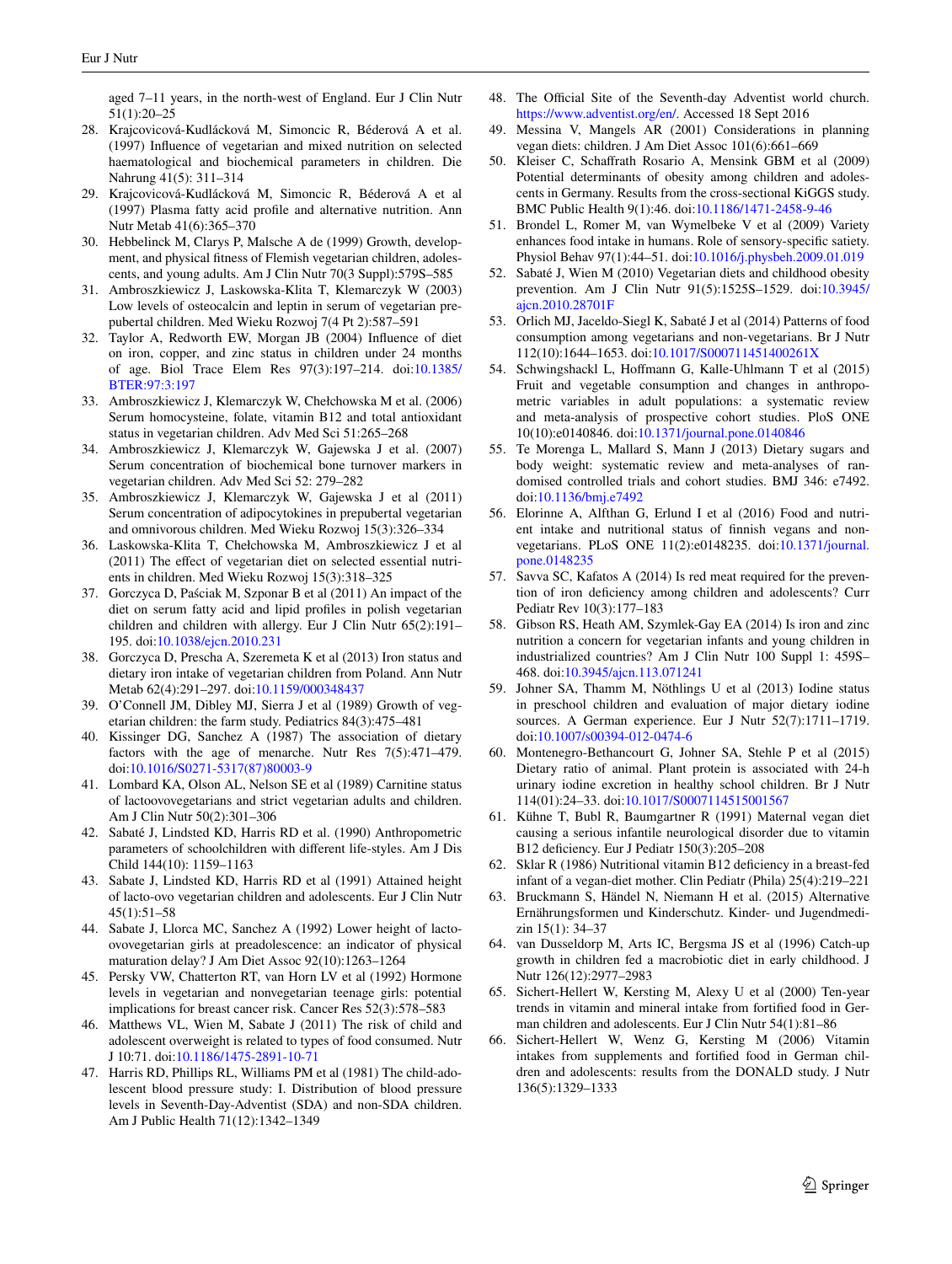aged 7–11 years, in the north-west of England. Eur J Clin Nutr 51(1):20–25

28. Krajcovicová-Kudlácková M, Simoncic R, Béderová A et al. (1997) Influence of vegetarian and mixed nutrition on selected haematological and biochemical parameters in children. Die Nahrung 41(5): 311–314
29. Krajcovicová-Kudlácková M, Simoncic R, Béderová A et al (1997) Plasma fatty acid profile and alternative nutrition. Ann Nutr Metab 41(6):365–370
30. Hebbelinck M, Clarys P, Malsche A de (1999) Growth, development, and physical fitness of Flemish vegetarian children, adolescents, and young adults. Am J Clin Nutr 70(3 Suppl):579S–585
31. Ambroszkiewicz J, Laskowska-Klita T, Klemarczyk W (2003) Low levels of osteocalcin and leptin in serum of vegetarian prepubertal children. Med Wieku Rozwoj 7(4 Pt 2):587–591
32. Taylor A, Redworth EW, Morgan JB (2004) Influence of diet on iron, copper, and zinc status in children under 24 months of age. Biol Trace Elem Res 97(3):197–214. doi:10.1385/BTER:97:3:197
33. Ambroszkiewicz J, Klemarczyk W, Chełchowska M et al. (2006) Serum homocysteine, folate, vitamin B12 and total antioxidant status in vegetarian children. Adv Med Sci 51:265–268
34. Ambroszkiewicz J, Klemarczyk W, Gajewska J et al. (2007) Serum concentration of biochemical bone turnover markers in vegetarian children. Adv Med Sci 52: 279–282
35. Ambroszkiewicz J, Klemarczyk W, Gajewska J et al (2011) Serum concentration of adipocytokines in prepubertal vegetarian and omnivorous children. Med Wieku Rozwoj 15(3):326–334
36. Laskowska-Klita T, Chełchowska M, Ambroszkiewicz J et al (2011) The effect of vegetarian diet on selected essential nutrients in children. Med Wieku Rozwoj 15(3):318–325
37. Gorczyca D, Paściak M, Szponar B et al (2011) An impact of the diet on serum fatty acid and lipid profiles in polish vegetarian children and children with allergy. Eur J Clin Nutr 65(2):191–195. doi:10.1038/ejcn.2010.231
38. Gorczyca D, Prescha A, Szeremeta K et al (2013) Iron status and dietary iron intake of vegetarian children from Poland. Ann Nutr Metab 62(4):291–297. doi:10.1159/000348437
39. O'Connell JM, Dibley MJ, Sierra J et al (1989) Growth of vegetarian children: the farm study. Pediatrics 84(3):475–481
40. Kissinger DG, Sanchez A (1987) The association of dietary factors with the age of menarche. Nutr Res 7(5):471–479. doi:10.1016/S0271-5317(87)80003-9
41. Lombard KA, Olson AL, Nelson SE et al (1989) Carnitine status of lactoovovegetarians and strict vegetarian adults and children. Am J Clin Nutr 50(2):301–306
42. Sabaté J, Lindsted KD, Harris RD et al. (1990) Anthropometric parameters of schoolchildren with different life-styles. Am J Dis Child 144(10): 1159–1163
43. Sabate J, Lindsted KD, Harris RD et al (1991) Attained height of lacto-ovo vegetarian children and adolescents. Eur J Clin Nutr 45(1):51–58
44. Sabate J, Llorca MC, Sanchez A (1992) Lower height of lacto-ovovegetarian girls at preadolescence: an indicator of physical maturation delay? J Am Diet Assoc 92(10):1263–1264
45. Persky VW, Chatterton RT, van Horn LV et al (1992) Hormone levels in vegetarian and nonvegetarian teenage girls: potential implications for breast cancer risk. Cancer Res 52(3):578–583
46. Matthews VL, Wien M, Sabate J (2011) The risk of child and adolescent overweight is related to types of food consumed. Nutr J 10:71. doi:10.1186/1475-2891-10-71
47. Harris RD, Phillips RL, Williams PM et al (1981) The child-adolescent blood pressure study: I. Distribution of blood pressure levels in Seventh-Day-Adventist (SDA) and non-SDA children. Am J Public Health 71(12):1342–1349
48. The Official Site of the Seventh-day Adventist world church. https://www.adventist.org/en/. Accessed 18 Sept 2016
49. Messina V, Mangels AR (2001) Considerations in planning vegan diets: children. J Am Diet Assoc 101(6):661–669
50. Kleiser C, Schaffrath Rosario A, Mensink GBM et al (2009) Potential determinants of obesity among children and adolescents in Germany. Results from the cross-sectional KiGGS study. BMC Public Health 9(1):46. doi:10.1186/1471-2458-9-46
51. Brondel L, Romer M, van Wymelbeke V et al (2009) Variety enhances food intake in humans. Role of sensory-specific satiety. Physiol Behav 97(1):44–51. doi:10.1016/j.physbeh.2009.01.019
52. Sabaté J, Wien M (2010) Vegetarian diets and childhood obesity prevention. Am J Clin Nutr 91(5):1525S–1529. doi:10.3945/ajcn.2010.28701F
53. Orlich MJ, Jaceldo-Siegl K, Sabaté J et al (2014) Patterns of food consumption among vegetarians and non-vegetarians. Br J Nutr 112(10):1644–1653. doi:10.1017/S000711451400261X
54. Schwingshackl L, Hoffmann G, Kalle-Uhlmann T et al (2015) Fruit and vegetable consumption and changes in anthropometric variables in adult populations: a systematic review and meta-analysis of prospective cohort studies. PloS ONE 10(10):e0140846. doi:10.1371/journal.pone.0140846
55. Te Morenga L, Mallard S, Mann J (2013) Dietary sugars and body weight: systematic review and meta-analyses of randomised controlled trials and cohort studies. BMJ 346: e7492. doi:10.1136/bmj.e7492
56. Elorinne A, Alfthan G, Erlund I et al (2016) Food and nutrient intake and nutritional status of finnish vegans and non-vegetarians. PLoS ONE 11(2):e0148235. doi:10.1371/journal.pone.0148235
57. Savva SC, Kafatos A (2014) Is red meat required for the prevention of iron deficiency among children and adolescents? Curr Pediatr Rev 10(3):177–183
58. Gibson RS, Heath AM, Szymlek-Gay EA (2014) Is iron and zinc nutrition a concern for vegetarian infants and young children in industrialized countries? Am J Clin Nutr 100 Suppl 1: 459S–468. doi:10.3945/ajcn.113.071241
59. Johner SA, Thamm M, Nöthlings U et al (2013) Iodine status in preschool children and evaluation of major dietary iodine sources. A German experience. Eur J Nutr 52(7):1711–1719. doi:10.1007/s00394-012-0474-6
60. Montenegro-Bethancourt G, Johner SA, Stehle P et al (2015) Dietary ratio of animal. Plant protein is associated with 24-h urinary iodine excretion in healthy school children. Br J Nutr 114(01):24–33. doi:10.1017/S0007114515001567
61. Kühne T, Bubl R, Baumgartner R (1991) Maternal vegan diet causing a serious infantile neurological disorder due to vitamin B12 deficiency. Eur J Pediatr 150(3):205–208
62. Sklar R (1986) Nutritional vitamin B12 deficiency in a breast-fed infant of a vegan-diet mother. Clin Pediatr (Phila) 25(4):219–221
63. Bruckmann S, Händel N, Niemann H et al. (2015) Alternative Ernährungsformen und Kinderschutz. Kinder- und Jugendmedizin 15(1): 34–37
64. van Dusseldorp M, Arts IC, Bergsma JS et al (1996) Catch-up growth in children fed a macrobiotic diet in early childhood. J Nutr 126(12):2977–2983
65. Sichert-Hellert W, Kersting M, Alexy U et al (2000) Ten-year trends in vitamin and mineral intake from fortified food in German children and adolescents. Eur J Clin Nutr 54(1):81–86
66. Sichert-Hellert W, Wenz G, Kersting M (2006) Vitamin intakes from supplements and fortified food in German children and adolescents: results from the DONALD study. J Nutr 136(5):1329–1333